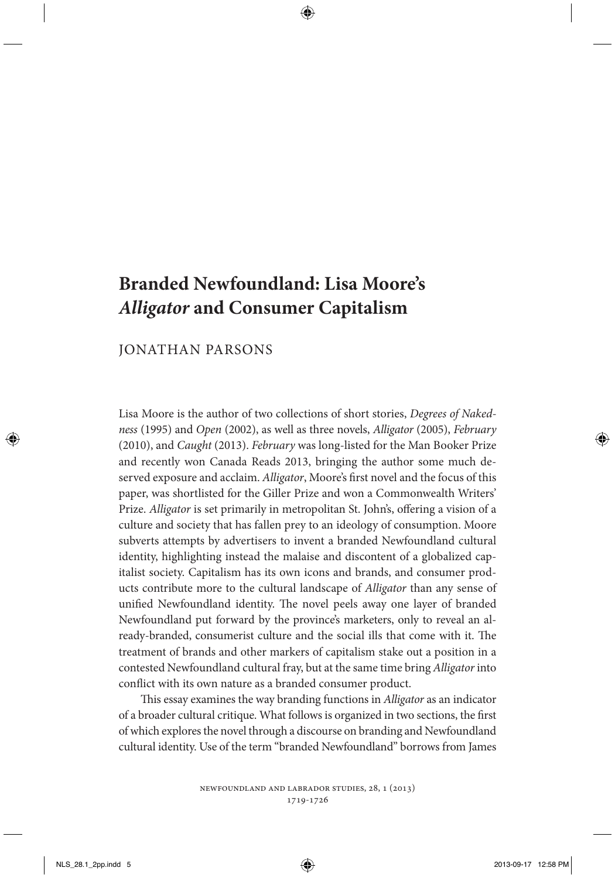# Branded Newfoundland: Lisa Moore's *Alligator* and Consumer Capitalism

JONATHAN PARSONS

Lisa Moore is the author of two collections of short stories, *Degrees of Nakedness* (1995) and *Open* (2002), as well as three novels, *Alligator* (2005), *February* (2010), and *Caught* (2013). *February* was long-listed for the Man Booker Prize and recently won Canada Reads 2013, bringing the author some much deserved exposure and acclaim. *Alligator*, Moore's first novel and the focus of this paper, was shortlisted for the Giller Prize and won a Commonwealth Writers' Prize. *Alligator* is set primarily in metropolitan St. John's, offering a vision of a culture and society that has fallen prey to an ideology of consumption. Moore subverts attempts by advertisers to invent a branded Newfoundland cultural identity, highlighting instead the malaise and discontent of a globalized capitalist society. Capitalism has its own icons and brands, and consumer products contribute more to the cultural landscape of *Alligator* than any sense of unified Newfoundland identity. The novel peels away one layer of branded Newfoundland put forward by the province's marketers, only to reveal an already-branded, consumerist culture and the social ills that come with it. The treatment of brands and other markers of capitalism stake out a position in a contested Newfoundland cultural fray, but at the same time bring *Alligator* into conflict with its own nature as a branded consumer product.

This essay examines the way branding functions in *Alligator* as an indicator of a broader cultural critique. What follows is organized in two sections, the first of which explores the novel through a discourse on branding and Newfoundland cultural identity. Use of the term "branded Newfoundland" borrows from James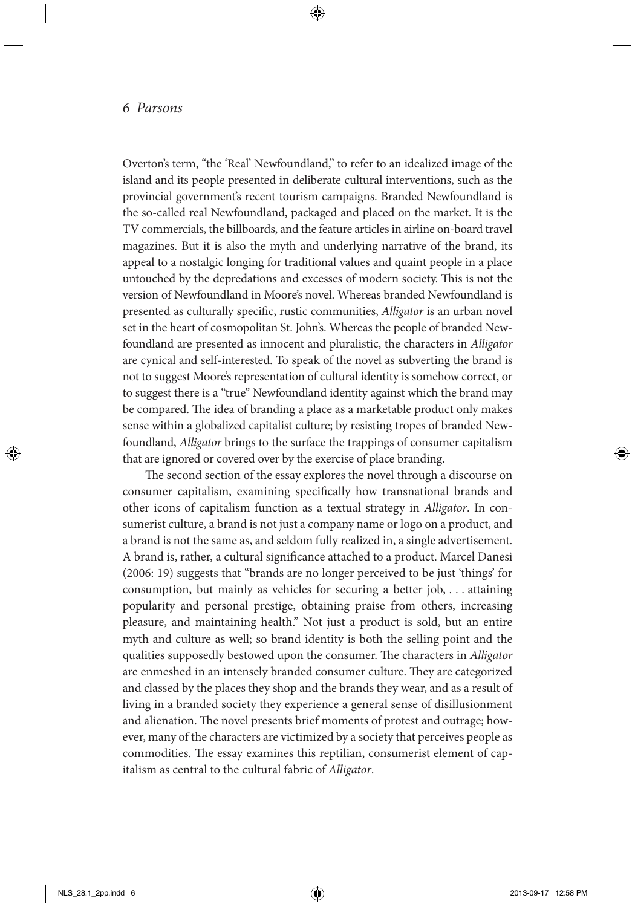Overton's term, "the 'Real' Newfoundland," to refer to an idealized image of the island and its people presented in deliberate cultural interventions, such as the provincial government's recent tourism campaigns. Branded Newfoundland is the so-called real Newfoundland, packaged and placed on the market. It is the TV commercials, the billboards, and the feature articles in airline on-board travel magazines. But it is also the myth and underlying narrative of the brand, its appeal to a nostalgic longing for traditional values and quaint people in a place untouched by the depredations and excesses of modern society. This is not the version of Newfoundland in Moore's novel. Whereas branded Newfoundland is presented as culturally specific, rustic communities, *Alligator* is an urban novel set in the heart of cosmopolitan St. John's. Whereas the people of branded Newfoundland are presented as innocent and pluralistic, the characters in *Alligator* are cynical and self-interested. To speak of the novel as subverting the brand is not to suggest Moore's representation of cultural identity is somehow correct, or to suggest there is a "true" Newfoundland identity against which the brand may be compared. The idea of branding a place as a marketable product only makes sense within a globalized capitalist culture; by resisting tropes of branded Newfoundland, *Alligator* brings to the surface the trappings of consumer capitalism that are ignored or covered over by the exercise of place branding.

The second section of the essay explores the novel through a discourse on consumer capitalism, examining specifically how transnational brands and other icons of capitalism function as a textual strategy in *Alligator*. In consumerist culture, a brand is not just a company name or logo on a product, and a brand is not the same as, and seldom fully realized in, a single advertisement. A brand is, rather, a cultural significance attached to a product. Marcel Danesi (2006: 19) suggests that "brands are no longer perceived to be just 'things' for consumption, but mainly as vehicles for securing a better job, . . . attaining popularity and personal prestige, obtaining praise from others, increasing pleasure, and maintaining health." Not just a product is sold, but an entire myth and culture as well; so brand identity is both the selling point and the qualities supposedly bestowed upon the consumer. The characters in *Alligator* are enmeshed in an intensely branded consumer culture. They are categorized and classed by the places they shop and the brands they wear, and as a result of living in a branded society they experience a general sense of disillusionment and alienation. The novel presents brief moments of protest and outrage; however, many of the characters are victimized by a society that perceives people as commodities. The essay examines this reptilian, consumerist element of capitalism as central to the cultural fabric of *Alligator*.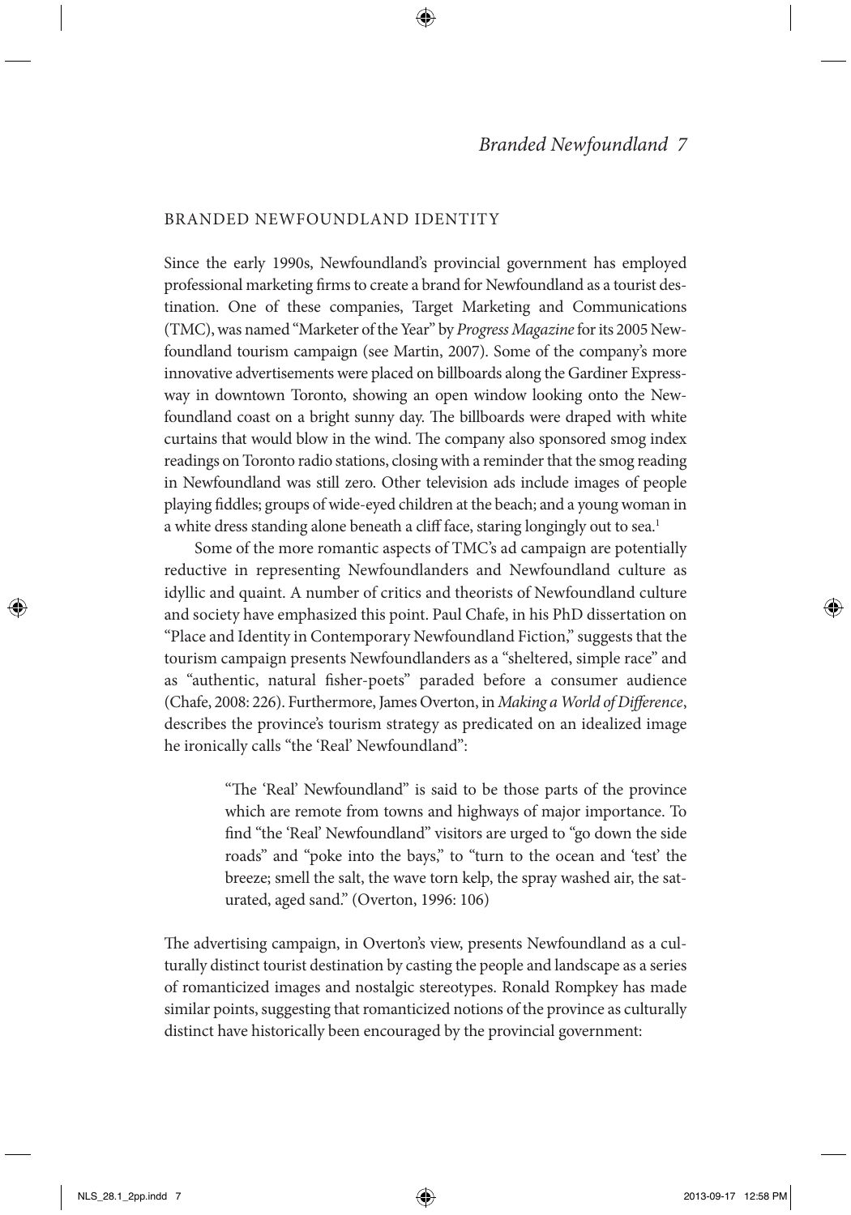## BRANDED NEWFOUNDLAND IDENTITY

Since the early 1990s, Newfoundland's provincial government has employed professional marketing firms to create a brand for Newfoundland as a tourist destination. One of these companies, Target Marketing and Communications (TMC), was named "Marketer of the Year" by *Progress Magazine* for its 2005 Newfoundland tourism campaign (see Martin, 2007). Some of the company's more innovative advertisements were placed on billboards along the Gardiner Expressway in downtown Toronto, showing an open window looking onto the Newfoundland coast on a bright sunny day. The billboards were draped with white curtains that would blow in the wind. The company also sponsored smog index readings on Toronto radio stations, closing with a reminder that the smog reading in Newfoundland was still zero. Other television ads include images of people playing fiddles; groups of wide-eyed children at the beach; and a young woman in a white dress standing alone beneath a cliff face, staring longingly out to sea.[1]

Some of the more romantic aspects of TMC's ad campaign are potentially reductive in representing Newfoundlanders and Newfoundland culture as idyllic and quaint. A number of critics and theorists of Newfoundland culture and society have emphasized this point. Paul Chafe, in his PhD dissertation on "Place and Identity in Contemporary Newfoundland Fiction," suggests that the tourism campaign presents Newfoundlanders as a "sheltered, simple race" and as "authentic, natural fisher-poets" paraded before a consumer audience (Chafe, 2008: 226). Furthermore, James Overton, in *Making a World of Difference*, describes the province's tourism strategy as predicated on an idealized image he ironically calls "the 'Real' Newfoundland":

> "The 'Real' Newfoundland" is said to be those parts of the province which are remote from towns and highways of major importance. To find "the 'Real' Newfoundland" visitors are urged to "go down the side roads" and "poke into the bays," to "turn to the ocean and 'test' the breeze; smell the salt, the wave torn kelp, the spray washed air, the saturated, aged sand." (Overton, 1996: 106)

The advertising campaign, in Overton's view, presents Newfoundland as a culturally distinct tourist destination by casting the people and landscape as a series of romanticized images and nostalgic stereotypes. Ronald Rompkey has made similar points, suggesting that romanticized notions of the province as culturally distinct have historically been encouraged by the provincial government: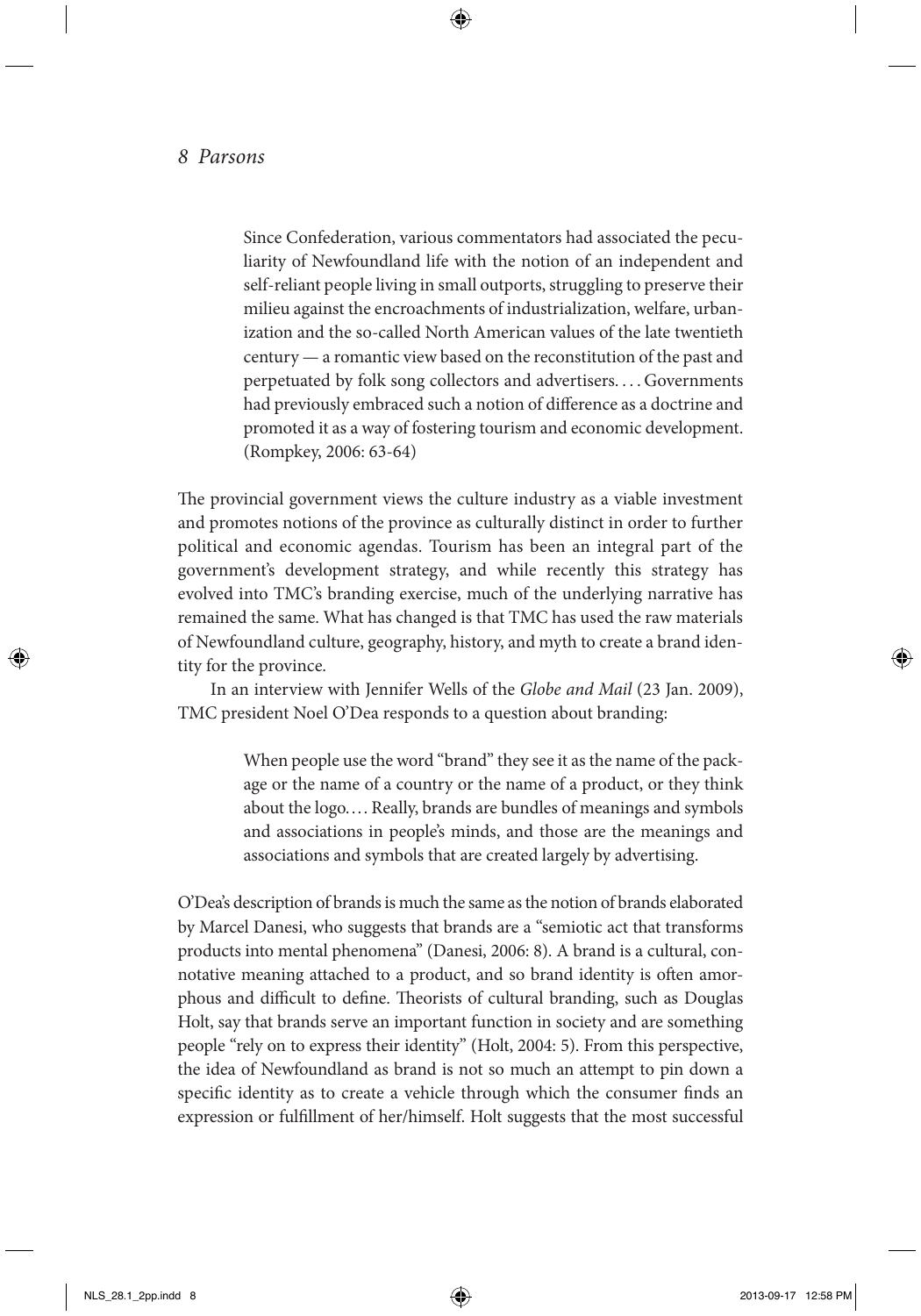> Since Confederation, various commentators had associated the peculiarity of Newfoundland life with the notion of an independent and self-reliant people living in small outports, struggling to preserve their milieu against the encroachments of industrialization, welfare, urbanization and the so-called North American values of the late twentieth century — a romantic view based on the reconstitution of the past and perpetuated by folk song collectors and advertisers. . . . Governments had previously embraced such a notion of difference as a doctrine and promoted it as a way of fostering tourism and economic development. (Rompkey, 2006: 63-64)

The provincial government views the culture industry as a viable investment and promotes notions of the province as culturally distinct in order to further political and economic agendas. Tourism has been an integral part of the government's development strategy, and while recently this strategy has evolved into TMC's branding exercise, much of the underlying narrative has remained the same. What has changed is that TMC has used the raw materials of Newfoundland culture, geography, history, and myth to create a brand identity for the province.

In an interview with Jennifer Wells of the *Globe and Mail* (23 Jan. 2009), TMC president Noel O'Dea responds to a question about branding:

> When people use the word "brand" they see it as the name of the package or the name of a country or the name of a product, or they think about the logo. . . . Really, brands are bundles of meanings and symbols and associations in people's minds, and those are the meanings and associations and symbols that are created largely by advertising.

O'Dea's description of brands is much the same as the notion of brands elaborated by Marcel Danesi, who suggests that brands are a "semiotic act that transforms products into mental phenomena" (Danesi, 2006: 8). A brand is a cultural, connotative meaning attached to a product, and so brand identity is often amorphous and difficult to define. Theorists of cultural branding, such as Douglas Holt, say that brands serve an important function in society and are something people "rely on to express their identity" (Holt, 2004: 5). From this perspective, the idea of Newfoundland as brand is not so much an attempt to pin down a specific identity as to create a vehicle through which the consumer finds an expression or fulfillment of her/himself. Holt suggests that the most successful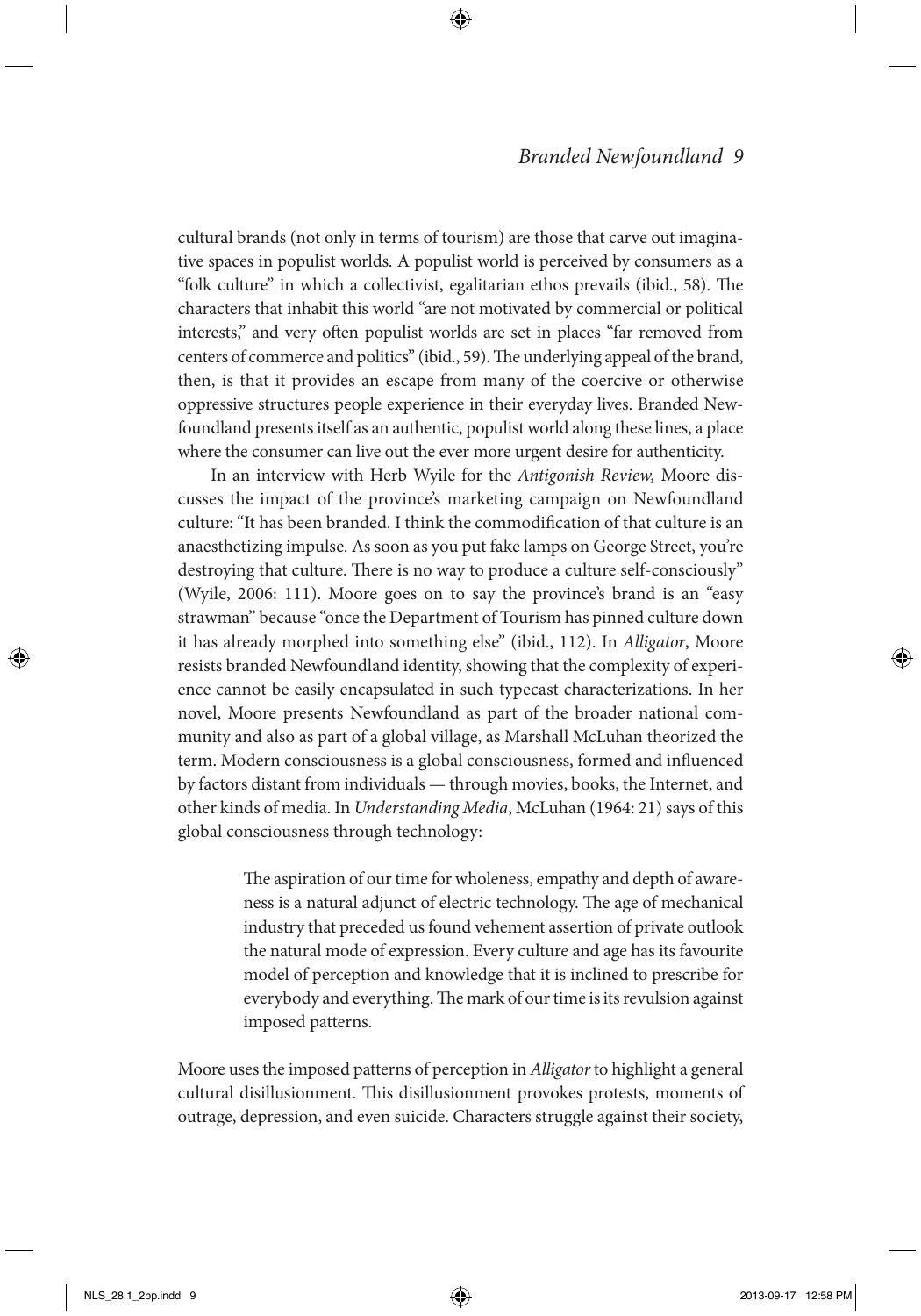cultural brands (not only in terms of tourism) are those that carve out imaginative spaces in populist worlds. A populist world is perceived by consumers as a "folk culture" in which a collectivist, egalitarian ethos prevails (ibid., 58). The characters that inhabit this world "are not motivated by commercial or political interests," and very often populist worlds are set in places "far removed from centers of commerce and politics" (ibid., 59). The underlying appeal of the brand, then, is that it provides an escape from many of the coercive or otherwise oppressive structures people experience in their everyday lives. Branded Newfoundland presents itself as an authentic, populist world along these lines, a place where the consumer can live out the ever more urgent desire for authenticity.

In an interview with Herb Wyile for the *Antigonish Review,* Moore discusses the impact of the province's marketing campaign on Newfoundland culture: "It has been branded. I think the commodification of that culture is an anaesthetizing impulse. As soon as you put fake lamps on George Street, you're destroying that culture. There is no way to produce a culture self-consciously" (Wyile, 2006: 111). Moore goes on to say the province's brand is an "easy strawman" because "once the Department of Tourism has pinned culture down it has already morphed into something else" (ibid., 112). In *Alligator*, Moore resists branded Newfoundland identity, showing that the complexity of experience cannot be easily encapsulated in such typecast characterizations. In her novel, Moore presents Newfoundland as part of the broader national community and also as part of a global village, as Marshall McLuhan theorized the term. Modern consciousness is a global consciousness, formed and influenced by factors distant from individuals — through movies, books, the Internet, and other kinds of media. In *Understanding Media*, McLuhan (1964: 21) says of this global consciousness through technology:

> The aspiration of our time for wholeness, empathy and depth of awareness is a natural adjunct of electric technology. The age of mechanical industry that preceded us found vehement assertion of private outlook the natural mode of expression. Every culture and age has its favourite model of perception and knowledge that it is inclined to prescribe for everybody and everything. The mark of our time is its revulsion against imposed patterns.

Moore uses the imposed patterns of perception in *Alligator* to highlight a general cultural disillusionment. This disillusionment provokes protests, moments of outrage, depression, and even suicide. Characters struggle against their society,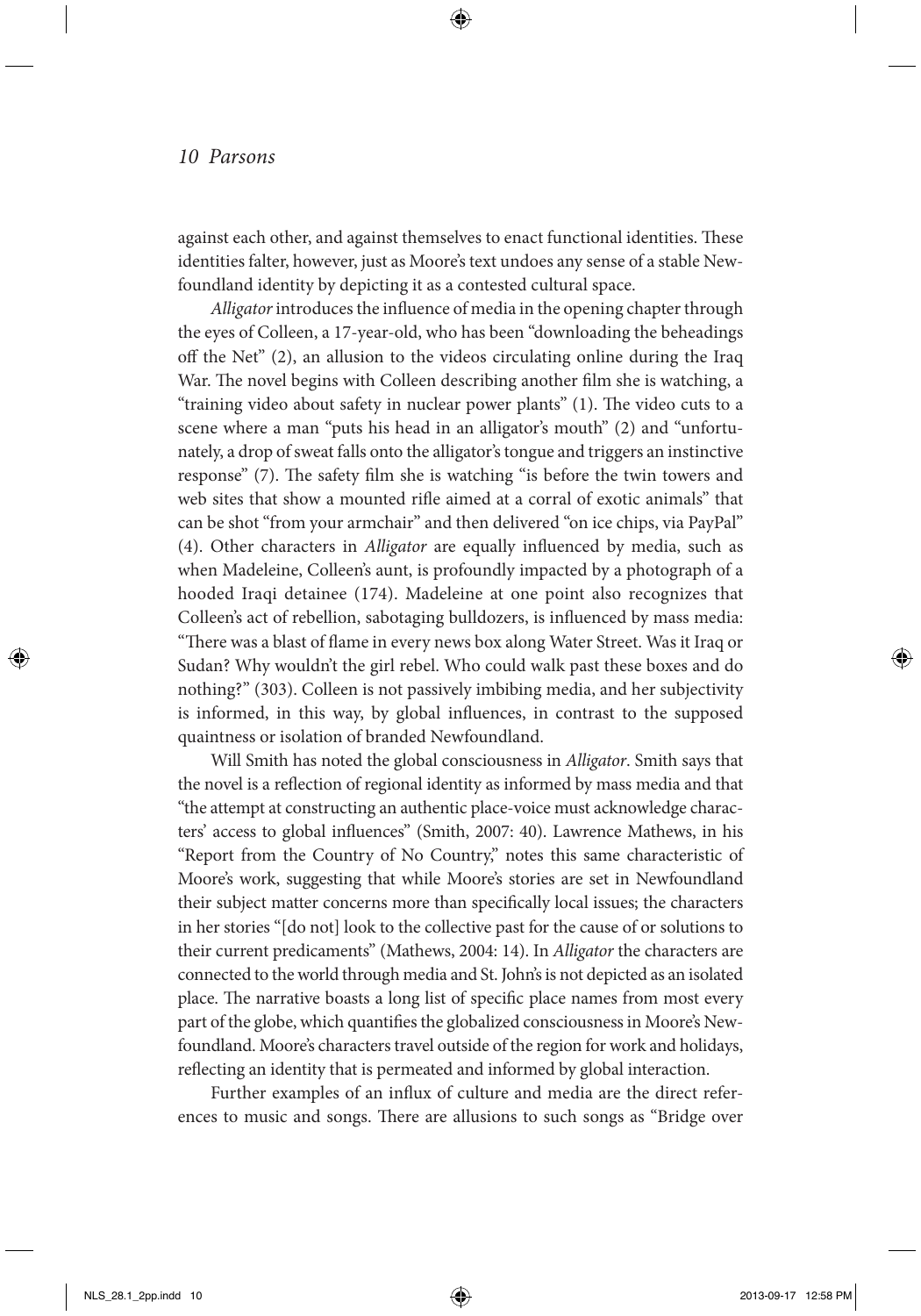against each other, and against themselves to enact functional identities. These identities falter, however, just as Moore's text undoes any sense of a stable Newfoundland identity by depicting it as a contested cultural space.

*Alligator* introduces the influence of media in the opening chapter through the eyes of Colleen, a 17-year-old, who has been "downloading the beheadings off the Net" (2), an allusion to the videos circulating online during the Iraq War. The novel begins with Colleen describing another film she is watching, a "training video about safety in nuclear power plants" (1). The video cuts to a scene where a man "puts his head in an alligator's mouth" (2) and "unfortunately, a drop of sweat falls onto the alligator's tongue and triggers an instinctive response" (7). The safety film she is watching "is before the twin towers and web sites that show a mounted rifle aimed at a corral of exotic animals" that can be shot "from your armchair" and then delivered "on ice chips, via PayPal" (4). Other characters in *Alligator* are equally influenced by media, such as when Madeleine, Colleen's aunt, is profoundly impacted by a photograph of a hooded Iraqi detainee (174). Madeleine at one point also recognizes that Colleen's act of rebellion, sabotaging bulldozers, is influenced by mass media: "There was a blast of flame in every news box along Water Street. Was it Iraq or Sudan? Why wouldn't the girl rebel. Who could walk past these boxes and do nothing?" (303). Colleen is not passively imbibing media, and her subjectivity is informed, in this way, by global influences, in contrast to the supposed quaintness or isolation of branded Newfoundland.

Will Smith has noted the global consciousness in *Alligator*. Smith says that the novel is a reflection of regional identity as informed by mass media and that "the attempt at constructing an authentic place-voice must acknowledge characters' access to global influences" (Smith, 2007: 40). Lawrence Mathews, in his "Report from the Country of No Country," notes this same characteristic of Moore's work, suggesting that while Moore's stories are set in Newfoundland their subject matter concerns more than specifically local issues; the characters in her stories "[do not] look to the collective past for the cause of or solutions to their current predicaments" (Mathews, 2004: 14). In *Alligator* the characters are connected to the world through media and St. John's is not depicted as an isolated place. The narrative boasts a long list of specific place names from most every part of the globe, which quantifies the globalized consciousness in Moore's Newfoundland. Moore's characters travel outside of the region for work and holidays, reflecting an identity that is permeated and informed by global interaction.

Further examples of an influx of culture and media are the direct references to music and songs. There are allusions to such songs as "Bridge over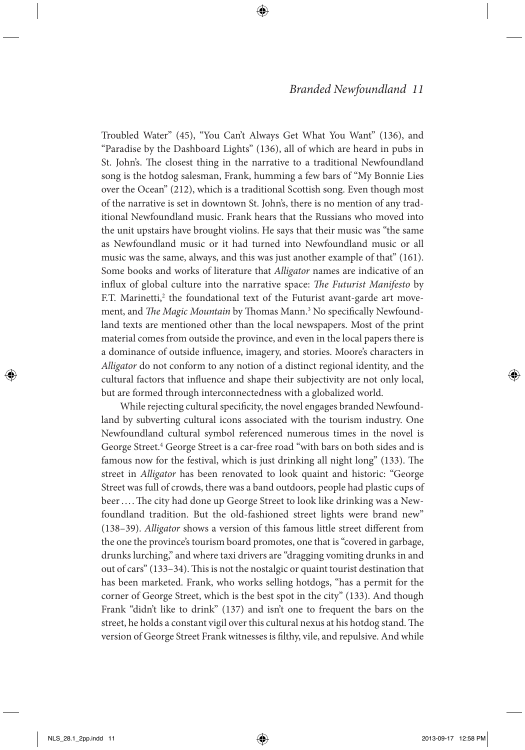Troubled Water" (45), "You Can't Always Get What You Want" (136), and "Paradise by the Dashboard Lights" (136), all of which are heard in pubs in St. John's. The closest thing in the narrative to a traditional Newfoundland song is the hotdog salesman, Frank, humming a few bars of "My Bonnie Lies over the Ocean" (212), which is a traditional Scottish song. Even though most of the narrative is set in downtown St. John's, there is no mention of any traditional Newfoundland music. Frank hears that the Russians who moved into the unit upstairs have brought violins. He says that their music was "the same as Newfoundland music or it had turned into Newfoundland music or all music was the same, always, and this was just another example of that" (161). Some books and works of literature that *Alligator* names are indicative of an influx of global culture into the narrative space: *The Futurist Manifesto* by F.T. Marinetti,[2] the foundational text of the Futurist avant-garde art movement, and *The Magic Mountain* by Thomas Mann.[3] No specifically Newfoundland texts are mentioned other than the local newspapers. Most of the print material comes from outside the province, and even in the local papers there is a dominance of outside influence, imagery, and stories. Moore's characters in *Alligator* do not conform to any notion of a distinct regional identity, and the cultural factors that influence and shape their subjectivity are not only local, but are formed through interconnectedness with a globalized world.

While rejecting cultural specificity, the novel engages branded Newfoundland by subverting cultural icons associated with the tourism industry. One Newfoundland cultural symbol referenced numerous times in the novel is George Street.[4] George Street is a car-free road "with bars on both sides and is famous now for the festival, which is just drinking all night long" (133). The street in *Alligator* has been renovated to look quaint and historic: "George Street was full of crowds, there was a band outdoors, people had plastic cups of beer .... The city had done up George Street to look like drinking was a Newfoundland tradition. But the old-fashioned street lights were brand new" (138–39). *Alligator* shows a version of this famous little street different from the one the province's tourism board promotes, one that is "covered in garbage, drunks lurching," and where taxi drivers are "dragging vomiting drunks in and out of cars" (133–34). This is not the nostalgic or quaint tourist destination that has been marketed. Frank, who works selling hotdogs, "has a permit for the corner of George Street, which is the best spot in the city" (133). And though Frank "didn't like to drink" (137) and isn't one to frequent the bars on the street, he holds a constant vigil over this cultural nexus at his hotdog stand. The version of George Street Frank witnesses is filthy, vile, and repulsive. And while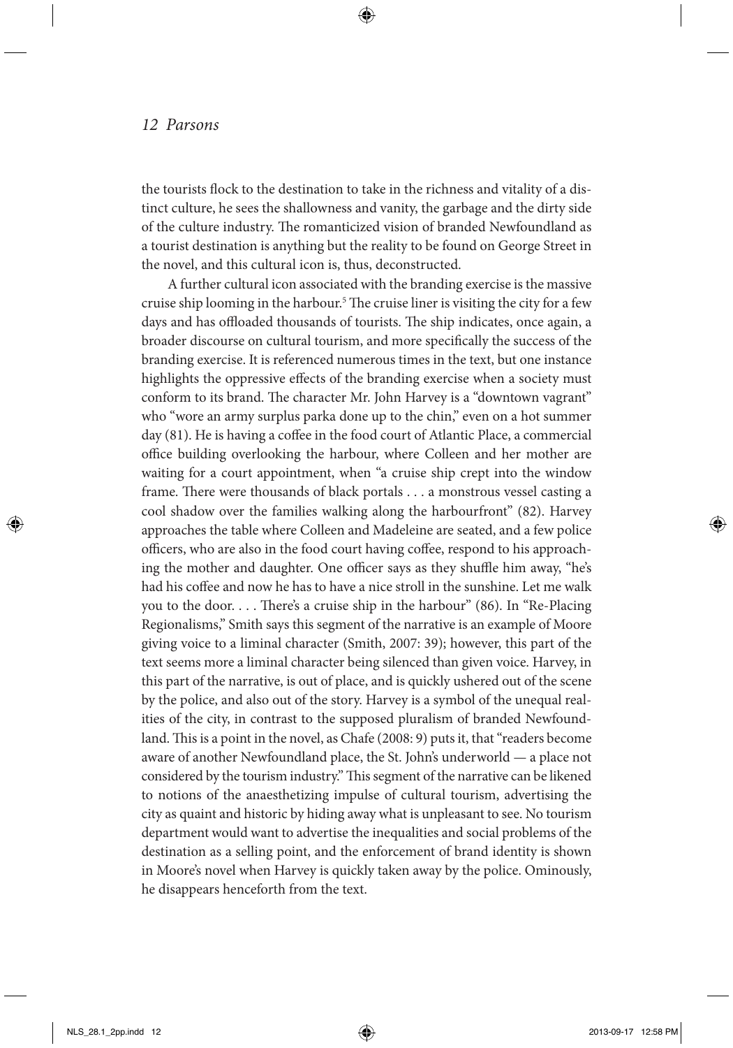the tourists flock to the destination to take in the richness and vitality of a distinct culture, he sees the shallowness and vanity, the garbage and the dirty side of the culture industry. The romanticized vision of branded Newfoundland as a tourist destination is anything but the reality to be found on George Street in the novel, and this cultural icon is, thus, deconstructed.

A further cultural icon associated with the branding exercise is the massive cruise ship looming in the harbour.[5] The cruise liner is visiting the city for a few days and has offloaded thousands of tourists. The ship indicates, once again, a broader discourse on cultural tourism, and more specifically the success of the branding exercise. It is referenced numerous times in the text, but one instance highlights the oppressive effects of the branding exercise when a society must conform to its brand. The character Mr. John Harvey is a "downtown vagrant" who "wore an army surplus parka done up to the chin," even on a hot summer day (81). He is having a coffee in the food court of Atlantic Place, a commercial office building overlooking the harbour, where Colleen and her mother are waiting for a court appointment, when "a cruise ship crept into the window frame. There were thousands of black portals . . . a monstrous vessel casting a cool shadow over the families walking along the harbourfront" (82). Harvey approaches the table where Colleen and Madeleine are seated, and a few police officers, who are also in the food court having coffee, respond to his approaching the mother and daughter. One officer says as they shuffle him away, "he's had his coffee and now he has to have a nice stroll in the sunshine. Let me walk you to the door. . . . There's a cruise ship in the harbour" (86). In "Re-Placing Regionalisms," Smith says this segment of the narrative is an example of Moore giving voice to a liminal character (Smith, 2007: 39); however, this part of the text seems more a liminal character being silenced than given voice. Harvey, in this part of the narrative, is out of place, and is quickly ushered out of the scene by the police, and also out of the story. Harvey is a symbol of the unequal realities of the city, in contrast to the supposed pluralism of branded Newfoundland. This is a point in the novel, as Chafe (2008: 9) puts it, that "readers become aware of another Newfoundland place, the St. John's underworld — a place not considered by the tourism industry." This segment of the narrative can be likened to notions of the anaesthetizing impulse of cultural tourism, advertising the city as quaint and historic by hiding away what is unpleasant to see. No tourism department would want to advertise the inequalities and social problems of the destination as a selling point, and the enforcement of brand identity is shown in Moore's novel when Harvey is quickly taken away by the police. Ominously, he disappears henceforth from the text.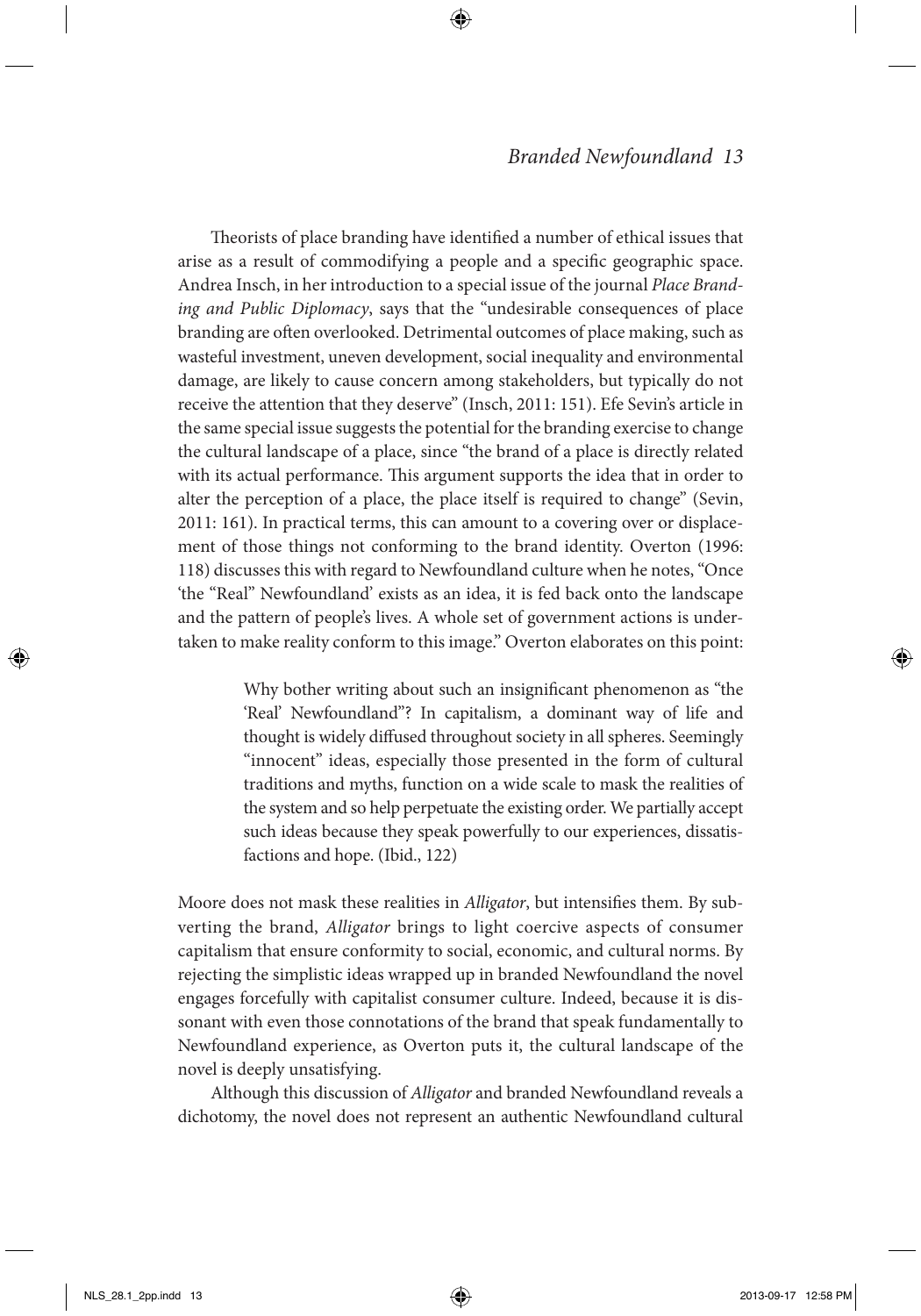Theorists of place branding have identified a number of ethical issues that arise as a result of commodifying a people and a specific geographic space. Andrea Insch, in her introduction to a special issue of the journal *Place Branding and Public Diplomacy*, says that the "undesirable consequences of place branding are often overlooked. Detrimental outcomes of place making, such as wasteful investment, uneven development, social inequality and environmental damage, are likely to cause concern among stakeholders, but typically do not receive the attention that they deserve" (Insch, 2011: 151). Efe Sevin's article in the same special issue suggests the potential for the branding exercise to change the cultural landscape of a place, since "the brand of a place is directly related with its actual performance. This argument supports the idea that in order to alter the perception of a place, the place itself is required to change" (Sevin, 2011: 161). In practical terms, this can amount to a covering over or displacement of those things not conforming to the brand identity. Overton (1996: 118) discusses this with regard to Newfoundland culture when he notes, "Once 'the "Real" Newfoundland' exists as an idea, it is fed back onto the landscape and the pattern of people's lives. A whole set of government actions is undertaken to make reality conform to this image." Overton elaborates on this point:

> Why bother writing about such an insignificant phenomenon as "the 'Real' Newfoundland"? In capitalism, a dominant way of life and thought is widely diffused throughout society in all spheres. Seemingly "innocent" ideas, especially those presented in the form of cultural traditions and myths, function on a wide scale to mask the realities of the system and so help perpetuate the existing order. We partially accept such ideas because they speak powerfully to our experiences, dissatisfactions and hope. (Ibid., 122)

Moore does not mask these realities in *Alligator*, but intensifies them. By subverting the brand, *Alligator* brings to light coercive aspects of consumer capitalism that ensure conformity to social, economic, and cultural norms. By rejecting the simplistic ideas wrapped up in branded Newfoundland the novel engages forcefully with capitalist consumer culture. Indeed, because it is dissonant with even those connotations of the brand that speak fundamentally to Newfoundland experience, as Overton puts it, the cultural landscape of the novel is deeply unsatisfying.

Although this discussion of *Alligator* and branded Newfoundland reveals a dichotomy, the novel does not represent an authentic Newfoundland cultural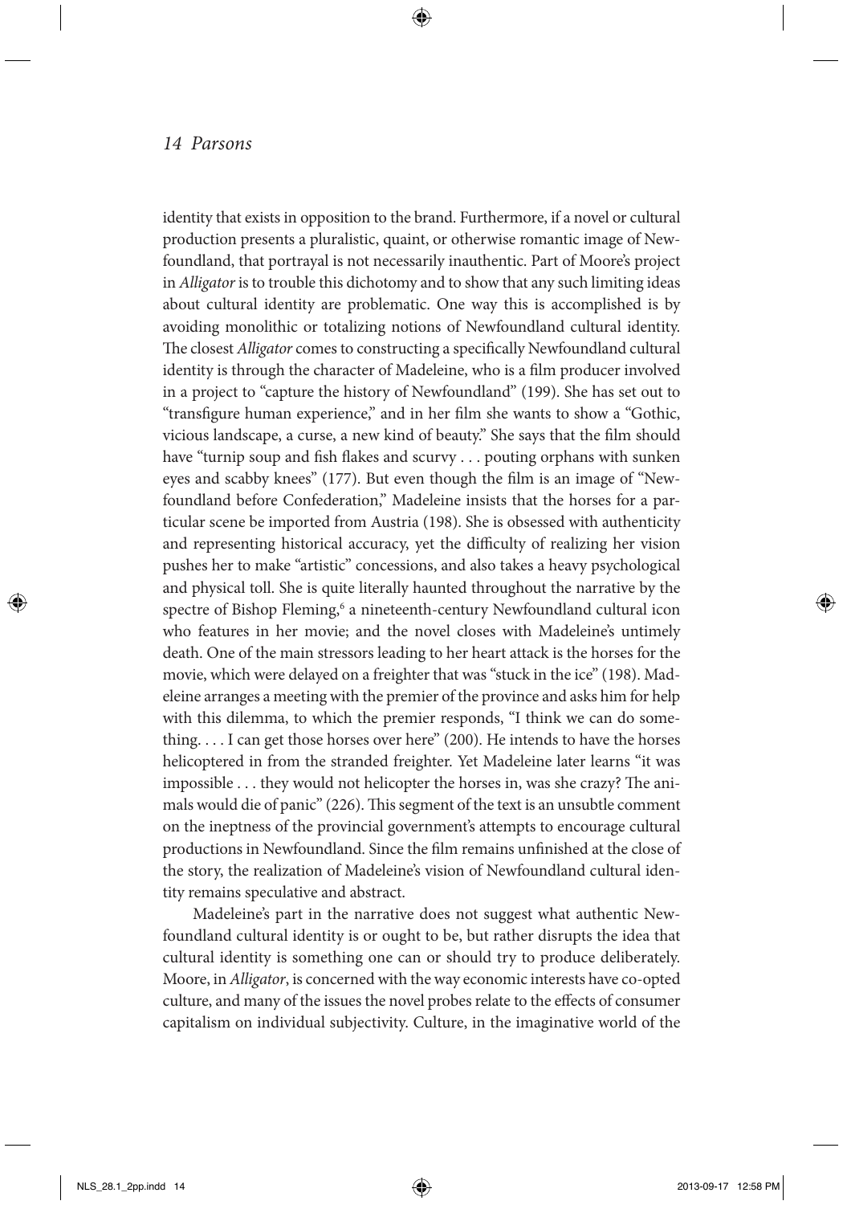identity that exists in opposition to the brand. Furthermore, if a novel or cultural production presents a pluralistic, quaint, or otherwise romantic image of Newfoundland, that portrayal is not necessarily inauthentic. Part of Moore's project in *Alligator* is to trouble this dichotomy and to show that any such limiting ideas about cultural identity are problematic. One way this is accomplished is by avoiding monolithic or totalizing notions of Newfoundland cultural identity. The closest *Alligator* comes to constructing a specifically Newfoundland cultural identity is through the character of Madeleine, who is a film producer involved in a project to "capture the history of Newfoundland" (199). She has set out to "transfigure human experience," and in her film she wants to show a "Gothic, vicious landscape, a curse, a new kind of beauty." She says that the film should have "turnip soup and fish flakes and scurvy . . . pouting orphans with sunken eyes and scabby knees" (177). But even though the film is an image of "Newfoundland before Confederation," Madeleine insists that the horses for a particular scene be imported from Austria (198). She is obsessed with authenticity and representing historical accuracy, yet the difficulty of realizing her vision pushes her to make "artistic" concessions, and also takes a heavy psychological and physical toll. She is quite literally haunted throughout the narrative by the spectre of Bishop Fleming,[6] a nineteenth-century Newfoundland cultural icon who features in her movie; and the novel closes with Madeleine's untimely death. One of the main stressors leading to her heart attack is the horses for the movie, which were delayed on a freighter that was "stuck in the ice" (198). Madeleine arranges a meeting with the premier of the province and asks him for help with this dilemma, to which the premier responds, "I think we can do something. . . . I can get those horses over here" (200). He intends to have the horses helicoptered in from the stranded freighter. Yet Madeleine later learns "it was impossible . . . they would not helicopter the horses in, was she crazy? The animals would die of panic" (226). This segment of the text is an unsubtle comment on the ineptness of the provincial government's attempts to encourage cultural productions in Newfoundland. Since the film remains unfinished at the close of the story, the realization of Madeleine's vision of Newfoundland cultural identity remains speculative and abstract.

Madeleine's part in the narrative does not suggest what authentic Newfoundland cultural identity is or ought to be, but rather disrupts the idea that cultural identity is something one can or should try to produce deliberately. Moore, in *Alligator*, is concerned with the way economic interests have co-opted culture, and many of the issues the novel probes relate to the effects of consumer capitalism on individual subjectivity. Culture, in the imaginative world of the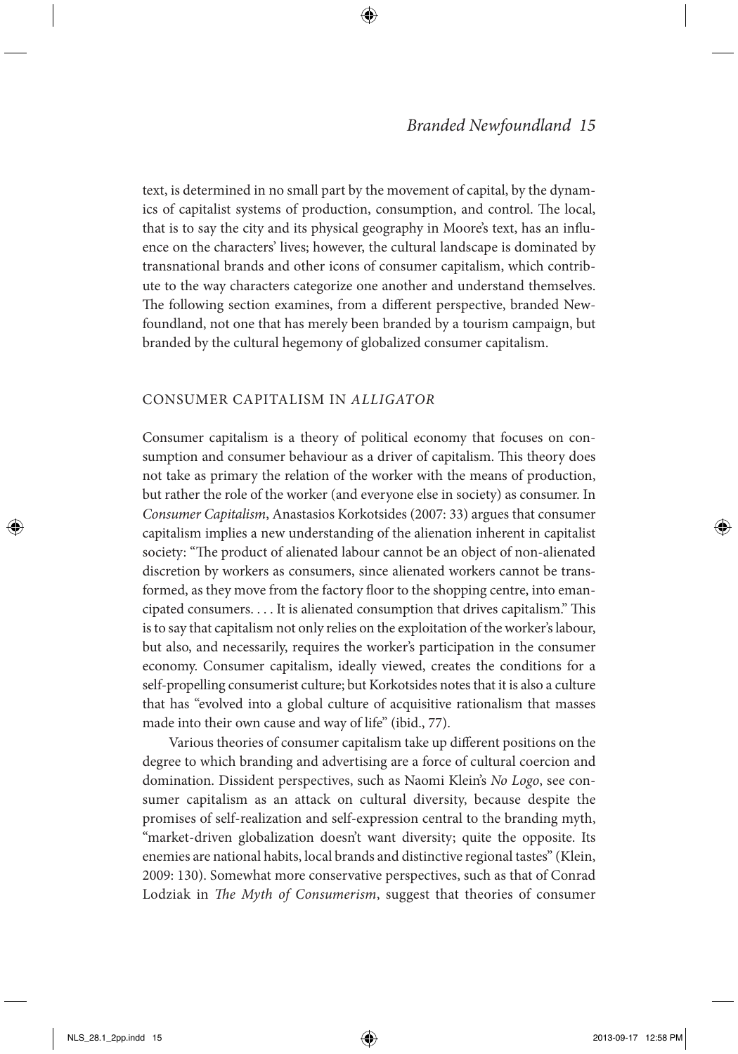text, is determined in no small part by the movement of capital, by the dynamics of capitalist systems of production, consumption, and control. The local, that is to say the city and its physical geography in Moore's text, has an influence on the characters' lives; however, the cultural landscape is dominated by transnational brands and other icons of consumer capitalism, which contribute to the way characters categorize one another and understand themselves. The following section examines, from a different perspective, branded Newfoundland, not one that has merely been branded by a tourism campaign, but branded by the cultural hegemony of globalized consumer capitalism.

## CONSUMER CAPITALISM IN *ALLIGATOR*

Consumer capitalism is a theory of political economy that focuses on consumption and consumer behaviour as a driver of capitalism. This theory does not take as primary the relation of the worker with the means of production, but rather the role of the worker (and everyone else in society) as consumer. In *Consumer Capitalism*, Anastasios Korkotsides (2007: 33) argues that consumer capitalism implies a new understanding of the alienation inherent in capitalist society: "The product of alienated labour cannot be an object of non-alienated discretion by workers as consumers, since alienated workers cannot be transformed, as they move from the factory floor to the shopping centre, into emancipated consumers. . . . It is alienated consumption that drives capitalism." This is to say that capitalism not only relies on the exploitation of the worker's labour, but also, and necessarily, requires the worker's participation in the consumer economy. Consumer capitalism, ideally viewed, creates the conditions for a self-propelling consumerist culture; but Korkotsides notes that it is also a culture that has "evolved into a global culture of acquisitive rationalism that masses made into their own cause and way of life" (ibid., 77).

Various theories of consumer capitalism take up different positions on the degree to which branding and advertising are a force of cultural coercion and domination. Dissident perspectives, such as Naomi Klein's *No Logo*, see consumer capitalism as an attack on cultural diversity, because despite the promises of self-realization and self-expression central to the branding myth, "market-driven globalization doesn't want diversity; quite the opposite. Its enemies are national habits, local brands and distinctive regional tastes" (Klein, 2009: 130). Somewhat more conservative perspectives, such as that of Conrad Lodziak in *The Myth of Consumerism*, suggest that theories of consumer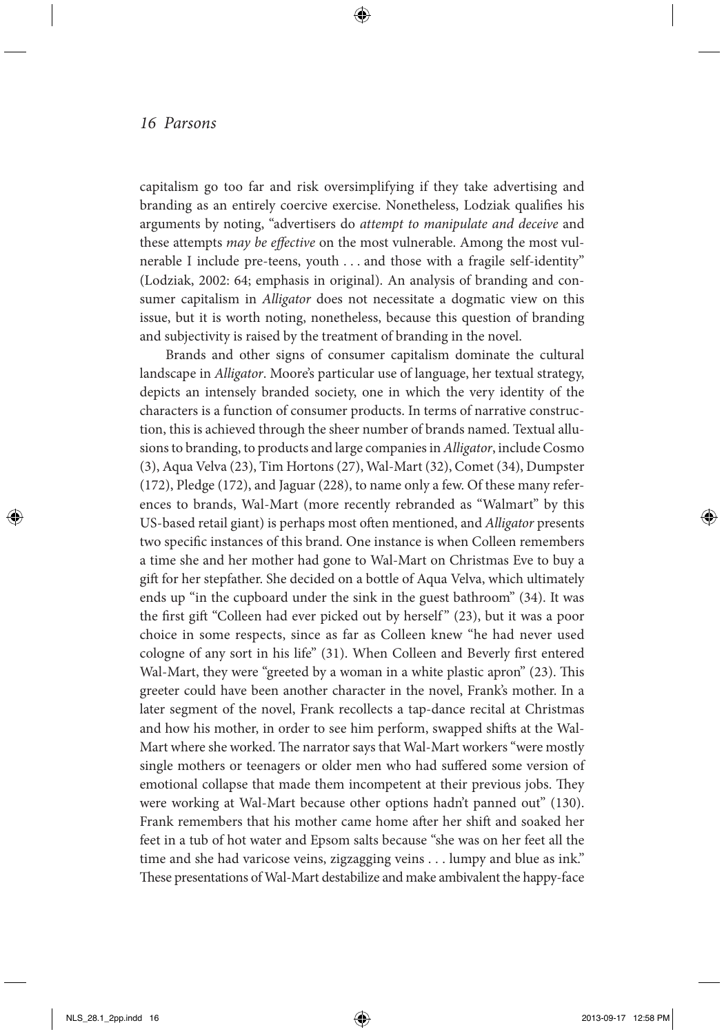capitalism go too far and risk oversimplifying if they take advertising and branding as an entirely coercive exercise. Nonetheless, Lodziak qualifies his arguments by noting, "advertisers do *attempt to manipulate and deceive* and these attempts *may be effective* on the most vulnerable. Among the most vulnerable I include pre-teens, youth . . . and those with a fragile self-identity" (Lodziak, 2002: 64; emphasis in original). An analysis of branding and consumer capitalism in *Alligator* does not necessitate a dogmatic view on this issue, but it is worth noting, nonetheless, because this question of branding and subjectivity is raised by the treatment of branding in the novel.

Brands and other signs of consumer capitalism dominate the cultural landscape in *Alligator*. Moore's particular use of language, her textual strategy, depicts an intensely branded society, one in which the very identity of the characters is a function of consumer products. In terms of narrative construction, this is achieved through the sheer number of brands named. Textual allusions to branding, to products and large companies in *Alligator*, include Cosmo (3), Aqua Velva (23), Tim Hortons (27), Wal-Mart (32), Comet (34), Dumpster (172), Pledge (172), and Jaguar (228), to name only a few. Of these many references to brands, Wal-Mart (more recently rebranded as "Walmart" by this US-based retail giant) is perhaps most often mentioned, and *Alligator* presents two specific instances of this brand. One instance is when Colleen remembers a time she and her mother had gone to Wal-Mart on Christmas Eve to buy a gift for her stepfather. She decided on a bottle of Aqua Velva, which ultimately ends up "in the cupboard under the sink in the guest bathroom" (34). It was the first gift "Colleen had ever picked out by herself" (23), but it was a poor choice in some respects, since as far as Colleen knew "he had never used cologne of any sort in his life" (31). When Colleen and Beverly first entered Wal-Mart, they were "greeted by a woman in a white plastic apron" (23). This greeter could have been another character in the novel, Frank's mother. In a later segment of the novel, Frank recollects a tap-dance recital at Christmas and how his mother, in order to see him perform, swapped shifts at the Wal-Mart where she worked. The narrator says that Wal-Mart workers "were mostly single mothers or teenagers or older men who had suffered some version of emotional collapse that made them incompetent at their previous jobs. They were working at Wal-Mart because other options hadn't panned out" (130). Frank remembers that his mother came home after her shift and soaked her feet in a tub of hot water and Epsom salts because "she was on her feet all the time and she had varicose veins, zigzagging veins . . . lumpy and blue as ink." These presentations of Wal-Mart destabilize and make ambivalent the happy-face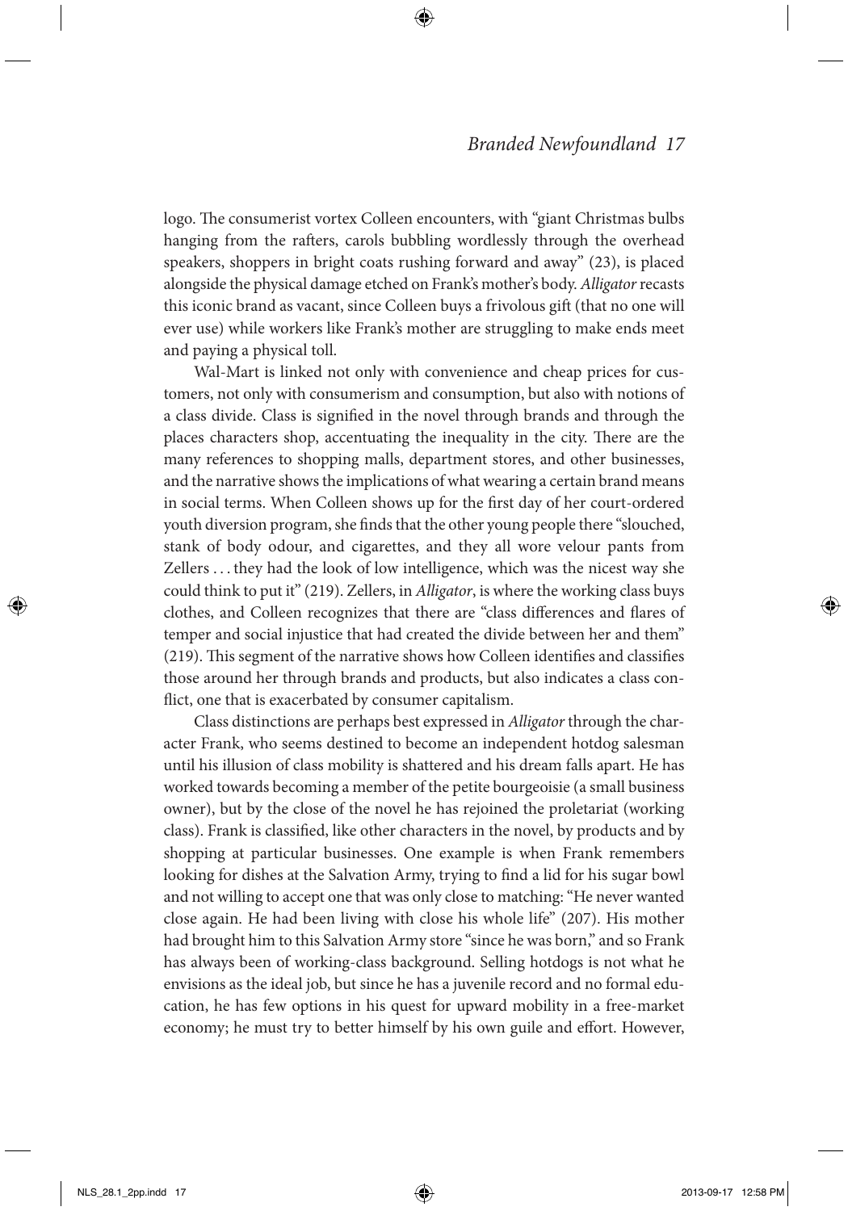logo. The consumerist vortex Colleen encounters, with "giant Christmas bulbs hanging from the rafters, carols bubbling wordlessly through the overhead speakers, shoppers in bright coats rushing forward and away" (23), is placed alongside the physical damage etched on Frank's mother's body. *Alligator* recasts this iconic brand as vacant, since Colleen buys a frivolous gift (that no one will ever use) while workers like Frank's mother are struggling to make ends meet and paying a physical toll.

Wal-Mart is linked not only with convenience and cheap prices for customers, not only with consumerism and consumption, but also with notions of a class divide. Class is signified in the novel through brands and through the places characters shop, accentuating the inequality in the city. There are the many references to shopping malls, department stores, and other businesses, and the narrative shows the implications of what wearing a certain brand means in social terms. When Colleen shows up for the first day of her court-ordered youth diversion program, she finds that the other young people there "slouched, stank of body odour, and cigarettes, and they all wore velour pants from Zellers . . . they had the look of low intelligence, which was the nicest way she could think to put it" (219). Zellers, in *Alligator*, is where the working class buys clothes, and Colleen recognizes that there are "class differences and flares of temper and social injustice that had created the divide between her and them" (219). This segment of the narrative shows how Colleen identifies and classifies those around her through brands and products, but also indicates a class conflict, one that is exacerbated by consumer capitalism.

Class distinctions are perhaps best expressed in *Alligator* through the character Frank, who seems destined to become an independent hotdog salesman until his illusion of class mobility is shattered and his dream falls apart. He has worked towards becoming a member of the petite bourgeoisie (a small business owner), but by the close of the novel he has rejoined the proletariat (working class). Frank is classified, like other characters in the novel, by products and by shopping at particular businesses. One example is when Frank remembers looking for dishes at the Salvation Army, trying to find a lid for his sugar bowl and not willing to accept one that was only close to matching: "He never wanted close again. He had been living with close his whole life" (207). His mother had brought him to this Salvation Army store "since he was born," and so Frank has always been of working-class background. Selling hotdogs is not what he envisions as the ideal job, but since he has a juvenile record and no formal education, he has few options in his quest for upward mobility in a free-market economy; he must try to better himself by his own guile and effort. However,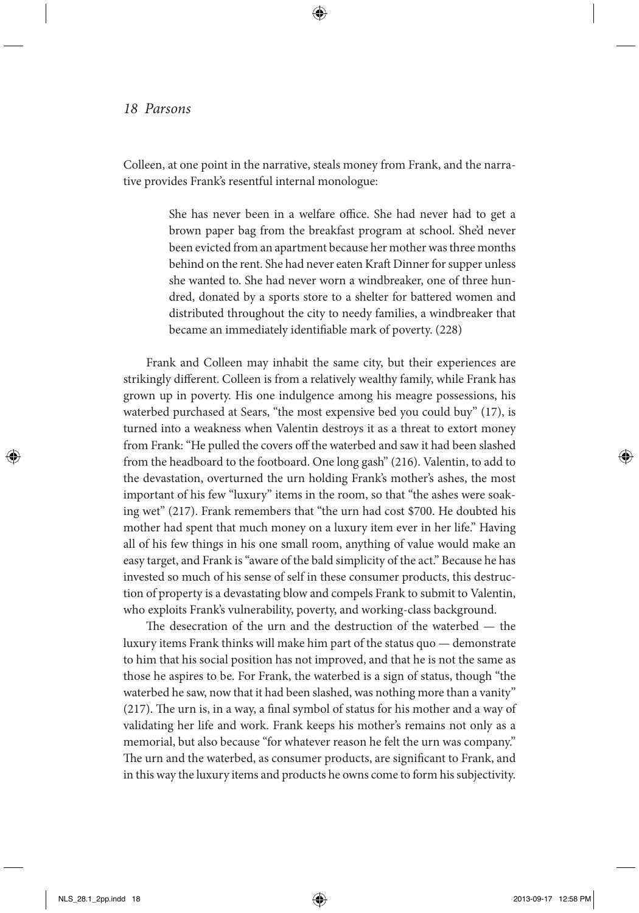Colleen, at one point in the narrative, steals money from Frank, and the narrative provides Frank's resentful internal monologue:

> She has never been in a welfare office. She had never had to get a brown paper bag from the breakfast program at school. She'd never been evicted from an apartment because her mother was three months behind on the rent. She had never eaten Kraft Dinner for supper unless she wanted to. She had never worn a windbreaker, one of three hundred, donated by a sports store to a shelter for battered women and distributed throughout the city to needy families, a windbreaker that became an immediately identifiable mark of poverty. (228)

Frank and Colleen may inhabit the same city, but their experiences are strikingly different. Colleen is from a relatively wealthy family, while Frank has grown up in poverty. His one indulgence among his meagre possessions, his waterbed purchased at Sears, "the most expensive bed you could buy" (17), is turned into a weakness when Valentin destroys it as a threat to extort money from Frank: "He pulled the covers off the waterbed and saw it had been slashed from the headboard to the footboard. One long gash" (216). Valentin, to add to the devastation, overturned the urn holding Frank's mother's ashes, the most important of his few "luxury" items in the room, so that "the ashes were soaking wet" (217). Frank remembers that "the urn had cost $700. He doubted his mother had spent that much money on a luxury item ever in her life." Having all of his few things in his one small room, anything of value would make an easy target, and Frank is "aware of the bald simplicity of the act." Because he has invested so much of his sense of self in these consumer products, this destruction of property is a devastating blow and compels Frank to submit to Valentin, who exploits Frank's vulnerability, poverty, and working-class background.

The desecration of the urn and the destruction of the waterbed — the luxury items Frank thinks will make him part of the status quo — demonstrate to him that his social position has not improved, and that he is not the same as those he aspires to be. For Frank, the waterbed is a sign of status, though "the waterbed he saw, now that it had been slashed, was nothing more than a vanity" (217). The urn is, in a way, a final symbol of status for his mother and a way of validating her life and work. Frank keeps his mother's remains not only as a memorial, but also because "for whatever reason he felt the urn was company." The urn and the waterbed, as consumer products, are significant to Frank, and in this way the luxury items and products he owns come to form his subjectivity.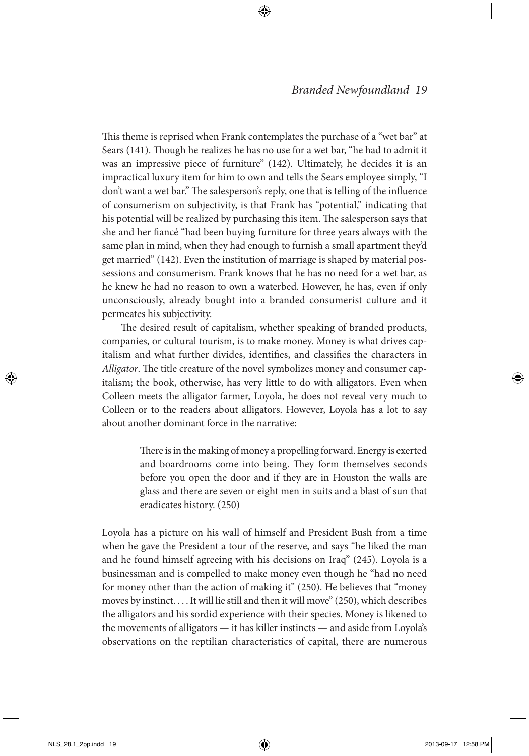This theme is reprised when Frank contemplates the purchase of a "wet bar" at Sears (141). Though he realizes he has no use for a wet bar, "he had to admit it was an impressive piece of furniture" (142). Ultimately, he decides it is an impractical luxury item for him to own and tells the Sears employee simply, "I don't want a wet bar." The salesperson's reply, one that is telling of the influence of consumerism on subjectivity, is that Frank has "potential," indicating that his potential will be realized by purchasing this item. The salesperson says that she and her fiancé "had been buying furniture for three years always with the same plan in mind, when they had enough to furnish a small apartment they'd get married" (142). Even the institution of marriage is shaped by material possessions and consumerism. Frank knows that he has no need for a wet bar, as he knew he had no reason to own a waterbed. However, he has, even if only unconsciously, already bought into a branded consumerist culture and it permeates his subjectivity.

The desired result of capitalism, whether speaking of branded products, companies, or cultural tourism, is to make money. Money is what drives capitalism and what further divides, identifies, and classifies the characters in *Alligator*. The title creature of the novel symbolizes money and consumer capitalism; the book, otherwise, has very little to do with alligators. Even when Colleen meets the alligator farmer, Loyola, he does not reveal very much to Colleen or to the readers about alligators. However, Loyola has a lot to say about another dominant force in the narrative:

> There is in the making of money a propelling forward. Energy is exerted and boardrooms come into being. They form themselves seconds before you open the door and if they are in Houston the walls are glass and there are seven or eight men in suits and a blast of sun that eradicates history. (250)

Loyola has a picture on his wall of himself and President Bush from a time when he gave the President a tour of the reserve, and says "he liked the man and he found himself agreeing with his decisions on Iraq" (245). Loyola is a businessman and is compelled to make money even though he "had no need for money other than the action of making it" (250). He believes that "money moves by instinct. . . . It will lie still and then it will move" (250), which describes the alligators and his sordid experience with their species. Money is likened to the movements of alligators — it has killer instincts — and aside from Loyola's observations on the reptilian characteristics of capital, there are numerous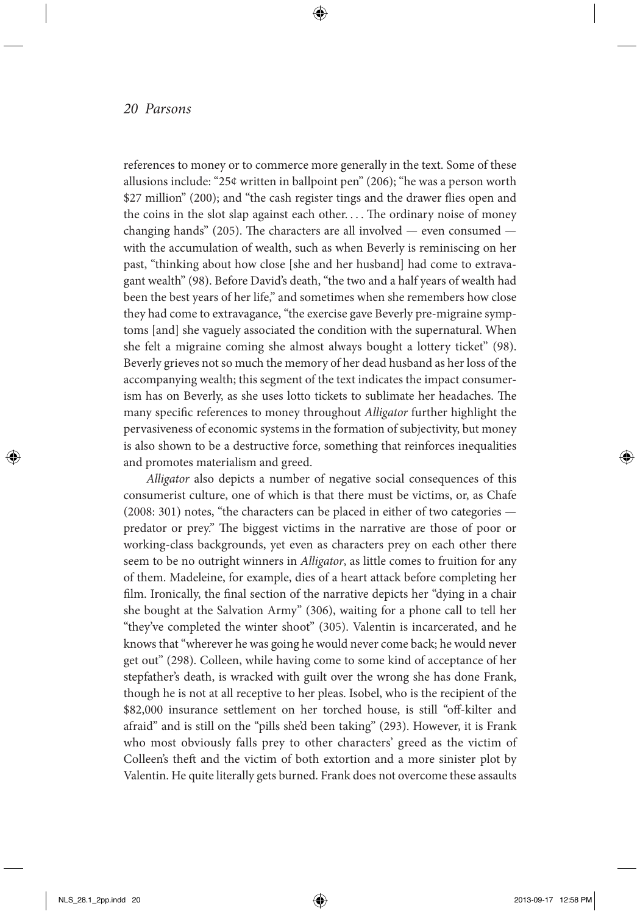references to money or to commerce more generally in the text. Some of these allusions include: "25¢ written in ballpoint pen" (206); "he was a person worth $27 million" (200); and "the cash register tings and the drawer flies open and the coins in the slot slap against each other. . . . The ordinary noise of money changing hands" (205). The characters are all involved — even consumed — with the accumulation of wealth, such as when Beverly is reminiscing on her past, "thinking about how close [she and her husband] had come to extravagant wealth" (98). Before David's death, "the two and a half years of wealth had been the best years of her life," and sometimes when she remembers how close they had come to extravagance, "the exercise gave Beverly pre-migraine symptoms [and] she vaguely associated the condition with the supernatural. When she felt a migraine coming she almost always bought a lottery ticket" (98). Beverly grieves not so much the memory of her dead husband as her loss of the accompanying wealth; this segment of the text indicates the impact consumerism has on Beverly, as she uses lotto tickets to sublimate her headaches. The many specific references to money throughout *Alligator* further highlight the pervasiveness of economic systems in the formation of subjectivity, but money is also shown to be a destructive force, something that reinforces inequalities and promotes materialism and greed.

*Alligator* also depicts a number of negative social consequences of this consumerist culture, one of which is that there must be victims, or, as Chafe (2008: 301) notes, "the characters can be placed in either of two categories — predator or prey." The biggest victims in the narrative are those of poor or working-class backgrounds, yet even as characters prey on each other there seem to be no outright winners in *Alligator*, as little comes to fruition for any of them. Madeleine, for example, dies of a heart attack before completing her film. Ironically, the final section of the narrative depicts her "dying in a chair she bought at the Salvation Army" (306), waiting for a phone call to tell her "they've completed the winter shoot" (305). Valentin is incarcerated, and he knows that "wherever he was going he would never come back; he would never get out" (298). Colleen, while having come to some kind of acceptance of her stepfather's death, is wracked with guilt over the wrong she has done Frank, though he is not at all receptive to her pleas. Isobel, who is the recipient of the $82,000 insurance settlement on her torched house, is still "off-kilter and afraid" and is still on the "pills she'd been taking" (293). However, it is Frank who most obviously falls prey to other characters' greed as the victim of Colleen's theft and the victim of both extortion and a more sinister plot by Valentin. He quite literally gets burned. Frank does not overcome these assaults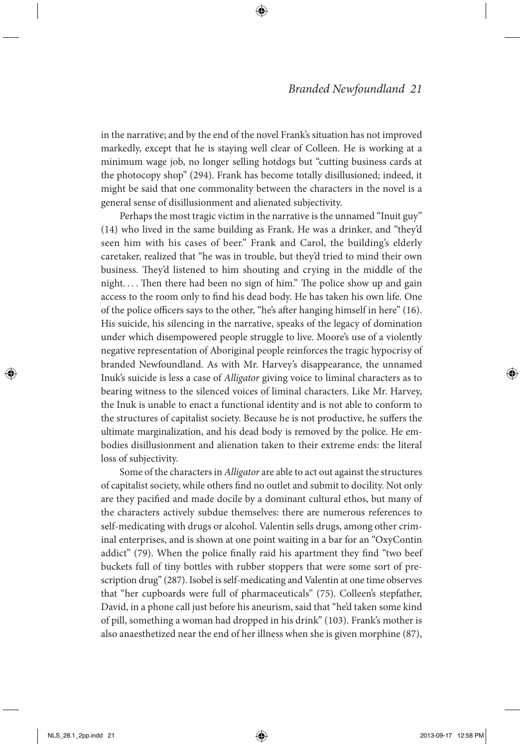in the narrative; and by the end of the novel Frank's situation has not improved markedly, except that he is staying well clear of Colleen. He is working at a minimum wage job, no longer selling hotdogs but "cutting business cards at the photocopy shop" (294). Frank has become totally disillusioned; indeed, it might be said that one commonality between the characters in the novel is a general sense of disillusionment and alienated subjectivity.

Perhaps the most tragic victim in the narrative is the unnamed "Inuit guy" (14) who lived in the same building as Frank. He was a drinker, and "they'd seen him with his cases of beer." Frank and Carol, the building's elderly caretaker, realized that "he was in trouble, but they'd tried to mind their own business. They'd listened to him shouting and crying in the middle of the night. . . . Then there had been no sign of him." The police show up and gain access to the room only to find his dead body. He has taken his own life. One of the police officers says to the other, "he's after hanging himself in here" (16). His suicide, his silencing in the narrative, speaks of the legacy of domination under which disempowered people struggle to live. Moore's use of a violently negative representation of Aboriginal people reinforces the tragic hypocrisy of branded Newfoundland. As with Mr. Harvey's disappearance, the unnamed Inuk's suicide is less a case of *Alligator* giving voice to liminal characters as to bearing witness to the silenced voices of liminal characters. Like Mr. Harvey, the Inuk is unable to enact a functional identity and is not able to conform to the structures of capitalist society. Because he is not productive, he suffers the ultimate marginalization, and his dead body is removed by the police. He embodies disillusionment and alienation taken to their extreme ends: the literal loss of subjectivity.

Some of the characters in *Alligator* are able to act out against the structures of capitalist society, while others find no outlet and submit to docility. Not only are they pacified and made docile by a dominant cultural ethos, but many of the characters actively subdue themselves: there are numerous references to self-medicating with drugs or alcohol. Valentin sells drugs, among other criminal enterprises, and is shown at one point waiting in a bar for an "OxyContin addict" (79). When the police finally raid his apartment they find "two beef buckets full of tiny bottles with rubber stoppers that were some sort of prescription drug" (287). Isobel is self-medicating and Valentin at one time observes that "her cupboards were full of pharmaceuticals" (75). Colleen's stepfather, David, in a phone call just before his aneurism, said that "he'd taken some kind of pill, something a woman had dropped in his drink" (103). Frank's mother is also anaesthetized near the end of her illness when she is given morphine (87),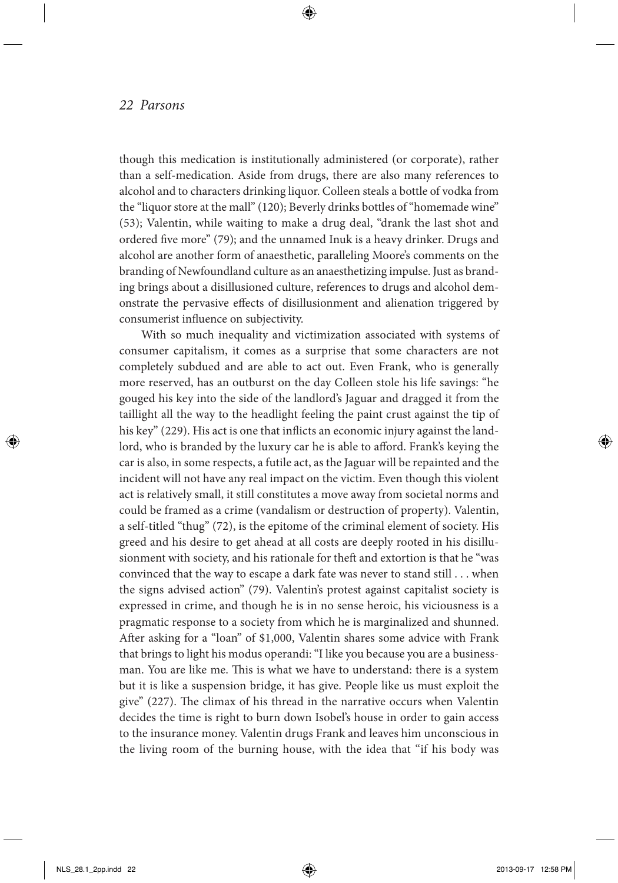though this medication is institutionally administered (or corporate), rather than a self-medication. Aside from drugs, there are also many references to alcohol and to characters drinking liquor. Colleen steals a bottle of vodka from the "liquor store at the mall" (120); Beverly drinks bottles of "homemade wine" (53); Valentin, while waiting to make a drug deal, "drank the last shot and ordered five more" (79); and the unnamed Inuk is a heavy drinker. Drugs and alcohol are another form of anaesthetic, paralleling Moore's comments on the branding of Newfoundland culture as an anaesthetizing impulse. Just as branding brings about a disillusioned culture, references to drugs and alcohol demonstrate the pervasive effects of disillusionment and alienation triggered by consumerist influence on subjectivity.

With so much inequality and victimization associated with systems of consumer capitalism, it comes as a surprise that some characters are not completely subdued and are able to act out. Even Frank, who is generally more reserved, has an outburst on the day Colleen stole his life savings: "he gouged his key into the side of the landlord's Jaguar and dragged it from the taillight all the way to the headlight feeling the paint crust against the tip of his key" (229). His act is one that inflicts an economic injury against the landlord, who is branded by the luxury car he is able to afford. Frank's keying the car is also, in some respects, a futile act, as the Jaguar will be repainted and the incident will not have any real impact on the victim. Even though this violent act is relatively small, it still constitutes a move away from societal norms and could be framed as a crime (vandalism or destruction of property). Valentin, a self-titled "thug" (72), is the epitome of the criminal element of society. His greed and his desire to get ahead at all costs are deeply rooted in his disillusionment with society, and his rationale for theft and extortion is that he "was convinced that the way to escape a dark fate was never to stand still . . . when the signs advised action" (79). Valentin's protest against capitalist society is expressed in crime, and though he is in no sense heroic, his viciousness is a pragmatic response to a society from which he is marginalized and shunned. After asking for a "loan" of $1,000, Valentin shares some advice with Frank that brings to light his modus operandi: "I like you because you are a businessman. You are like me. This is what we have to understand: there is a system but it is like a suspension bridge, it has give. People like us must exploit the give" (227). The climax of his thread in the narrative occurs when Valentin decides the time is right to burn down Isobel's house in order to gain access to the insurance money. Valentin drugs Frank and leaves him unconscious in the living room of the burning house, with the idea that "if his body was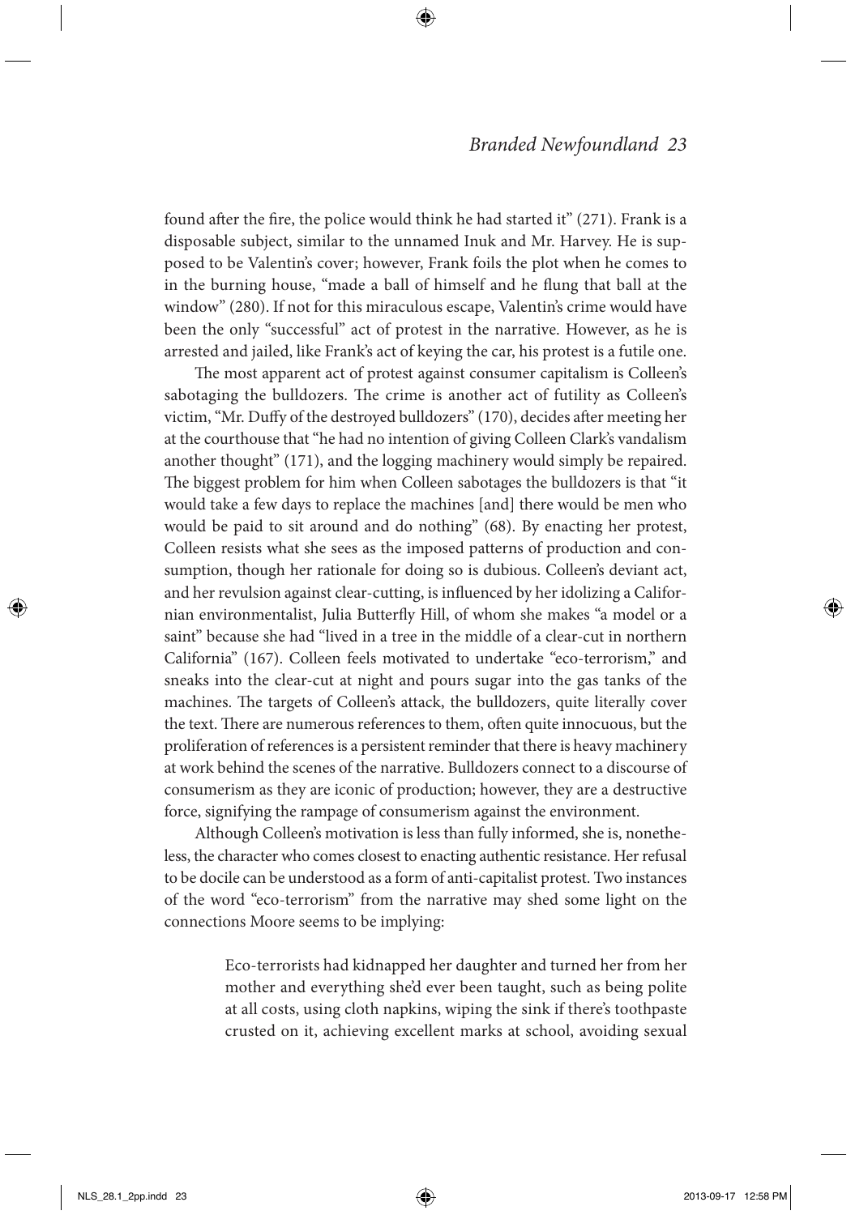found after the fire, the police would think he had started it" (271). Frank is a disposable subject, similar to the unnamed Inuk and Mr. Harvey. He is supposed to be Valentin's cover; however, Frank foils the plot when he comes to in the burning house, "made a ball of himself and he flung that ball at the window" (280). If not for this miraculous escape, Valentin's crime would have been the only "successful" act of protest in the narrative. However, as he is arrested and jailed, like Frank's act of keying the car, his protest is a futile one.

The most apparent act of protest against consumer capitalism is Colleen's sabotaging the bulldozers. The crime is another act of futility as Colleen's victim, "Mr. Duffy of the destroyed bulldozers" (170), decides after meeting her at the courthouse that "he had no intention of giving Colleen Clark's vandalism another thought" (171), and the logging machinery would simply be repaired. The biggest problem for him when Colleen sabotages the bulldozers is that "it would take a few days to replace the machines [and] there would be men who would be paid to sit around and do nothing" (68). By enacting her protest, Colleen resists what she sees as the imposed patterns of production and consumption, though her rationale for doing so is dubious. Colleen's deviant act, and her revulsion against clear-cutting, is influenced by her idolizing a Californian environmentalist, Julia Butterfly Hill, of whom she makes "a model or a saint" because she had "lived in a tree in the middle of a clear-cut in northern California" (167). Colleen feels motivated to undertake "eco-terrorism," and sneaks into the clear-cut at night and pours sugar into the gas tanks of the machines. The targets of Colleen's attack, the bulldozers, quite literally cover the text. There are numerous references to them, often quite innocuous, but the proliferation of references is a persistent reminder that there is heavy machinery at work behind the scenes of the narrative. Bulldozers connect to a discourse of consumerism as they are iconic of production; however, they are a destructive force, signifying the rampage of consumerism against the environment.

Although Colleen's motivation is less than fully informed, she is, nonetheless, the character who comes closest to enacting authentic resistance. Her refusal to be docile can be understood as a form of anti-capitalist protest. Two instances of the word "eco-terrorism" from the narrative may shed some light on the connections Moore seems to be implying:

> Eco-terrorists had kidnapped her daughter and turned her from her mother and everything she'd ever been taught, such as being polite at all costs, using cloth napkins, wiping the sink if there's toothpaste crusted on it, achieving excellent marks at school, avoiding sexual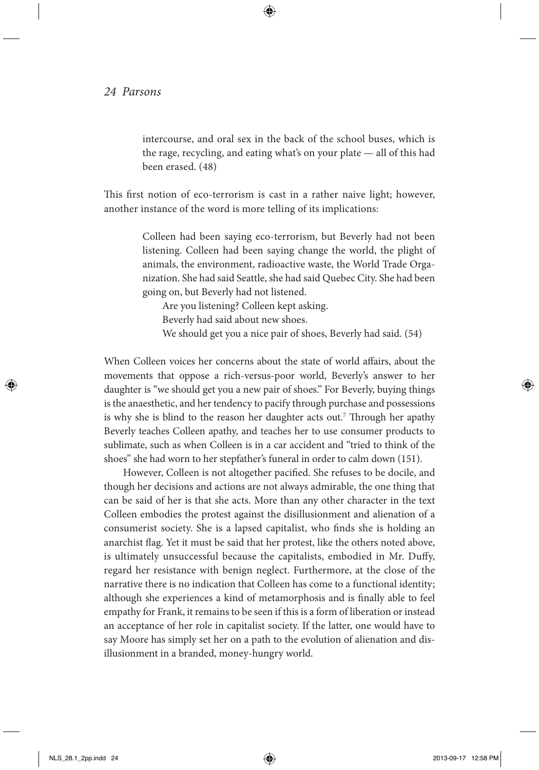> intercourse, and oral sex in the back of the school buses, which is the rage, recycling, and eating what's on your plate — all of this had been erased. (48)

This first notion of eco-terrorism is cast in a rather naive light; however, another instance of the word is more telling of its implications:

> Colleen had been saying eco-terrorism, but Beverly had not been listening. Colleen had been saying change the world, the plight of animals, the environment, radioactive waste, the World Trade Organization. She had said Seattle, she had said Quebec City. She had been going on, but Beverly had not listened.
>
> Are you listening? Colleen kept asking.
>
> Beverly had said about new shoes.
>
> We should get you a nice pair of shoes, Beverly had said. (54)

When Colleen voices her concerns about the state of world affairs, about the movements that oppose a rich-versus-poor world, Beverly's answer to her daughter is "we should get you a new pair of shoes." For Beverly, buying things is the anaesthetic, and her tendency to pacify through purchase and possessions is why she is blind to the reason her daughter acts out.[7] Through her apathy Beverly teaches Colleen apathy, and teaches her to use consumer products to sublimate, such as when Colleen is in a car accident and "tried to think of the shoes" she had worn to her stepfather's funeral in order to calm down (151).

However, Colleen is not altogether pacified. She refuses to be docile, and though her decisions and actions are not always admirable, the one thing that can be said of her is that she acts. More than any other character in the text Colleen embodies the protest against the disillusionment and alienation of a consumerist society. She is a lapsed capitalist, who finds she is holding an anarchist flag. Yet it must be said that her protest, like the others noted above, is ultimately unsuccessful because the capitalists, embodied in Mr. Duffy, regard her resistance with benign neglect. Furthermore, at the close of the narrative there is no indication that Colleen has come to a functional identity; although she experiences a kind of metamorphosis and is finally able to feel empathy for Frank, it remains to be seen if this is a form of liberation or instead an acceptance of her role in capitalist society. If the latter, one would have to say Moore has simply set her on a path to the evolution of alienation and disillusionment in a branded, money-hungry world.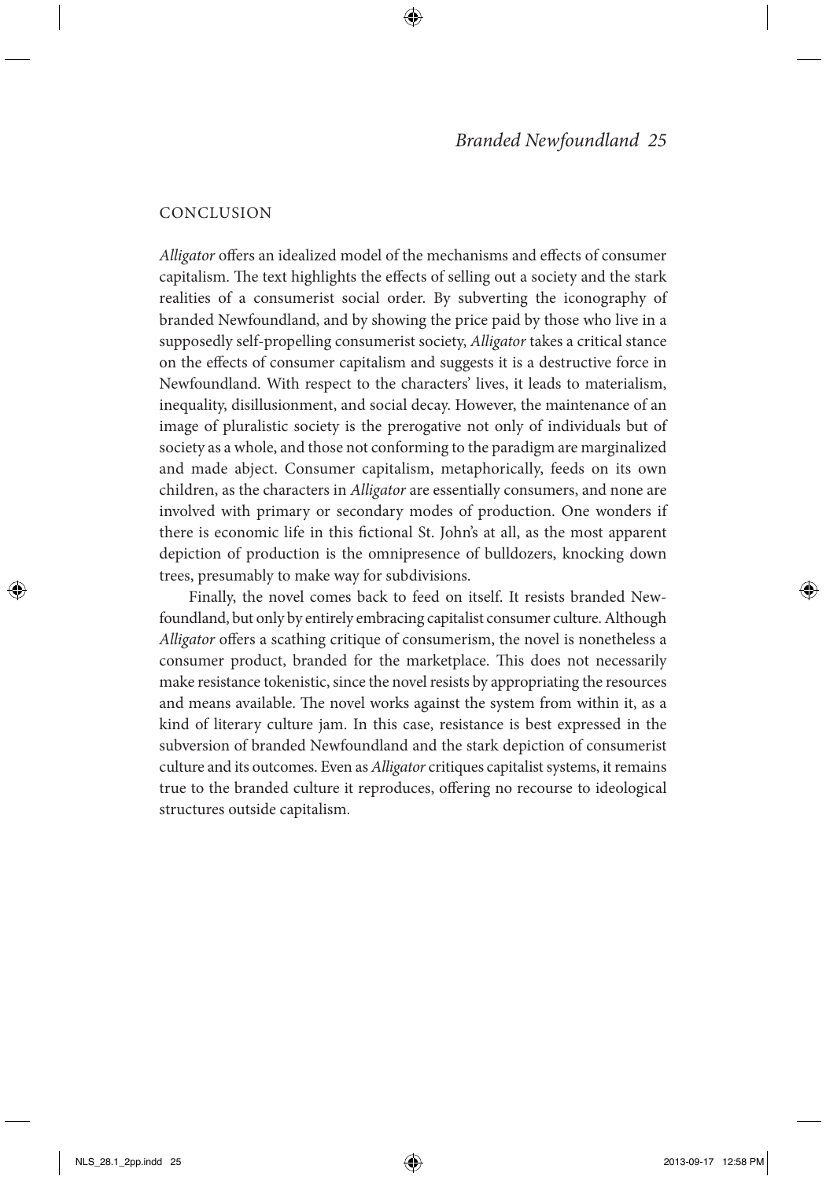## CONCLUSION

*Alligator* offers an idealized model of the mechanisms and effects of consumer capitalism. The text highlights the effects of selling out a society and the stark realities of a consumerist social order. By subverting the iconography of branded Newfoundland, and by showing the price paid by those who live in a supposedly self-propelling consumerist society, *Alligator* takes a critical stance on the effects of consumer capitalism and suggests it is a destructive force in Newfoundland. With respect to the characters' lives, it leads to materialism, inequality, disillusionment, and social decay. However, the maintenance of an image of pluralistic society is the prerogative not only of individuals but of society as a whole, and those not conforming to the paradigm are marginalized and made abject. Consumer capitalism, metaphorically, feeds on its own children, as the characters in *Alligator* are essentially consumers, and none are involved with primary or secondary modes of production. One wonders if there is economic life in this fictional St. John's at all, as the most apparent depiction of production is the omnipresence of bulldozers, knocking down trees, presumably to make way for subdivisions.

Finally, the novel comes back to feed on itself. It resists branded Newfoundland, but only by entirely embracing capitalist consumer culture. Although *Alligator* offers a scathing critique of consumerism, the novel is nonetheless a consumer product, branded for the marketplace. This does not necessarily make resistance tokenistic, since the novel resists by appropriating the resources and means available. The novel works against the system from within it, as a kind of literary culture jam. In this case, resistance is best expressed in the subversion of branded Newfoundland and the stark depiction of consumerist culture and its outcomes. Even as *Alligator* critiques capitalist systems, it remains true to the branded culture it reproduces, offering no recourse to ideological structures outside capitalism.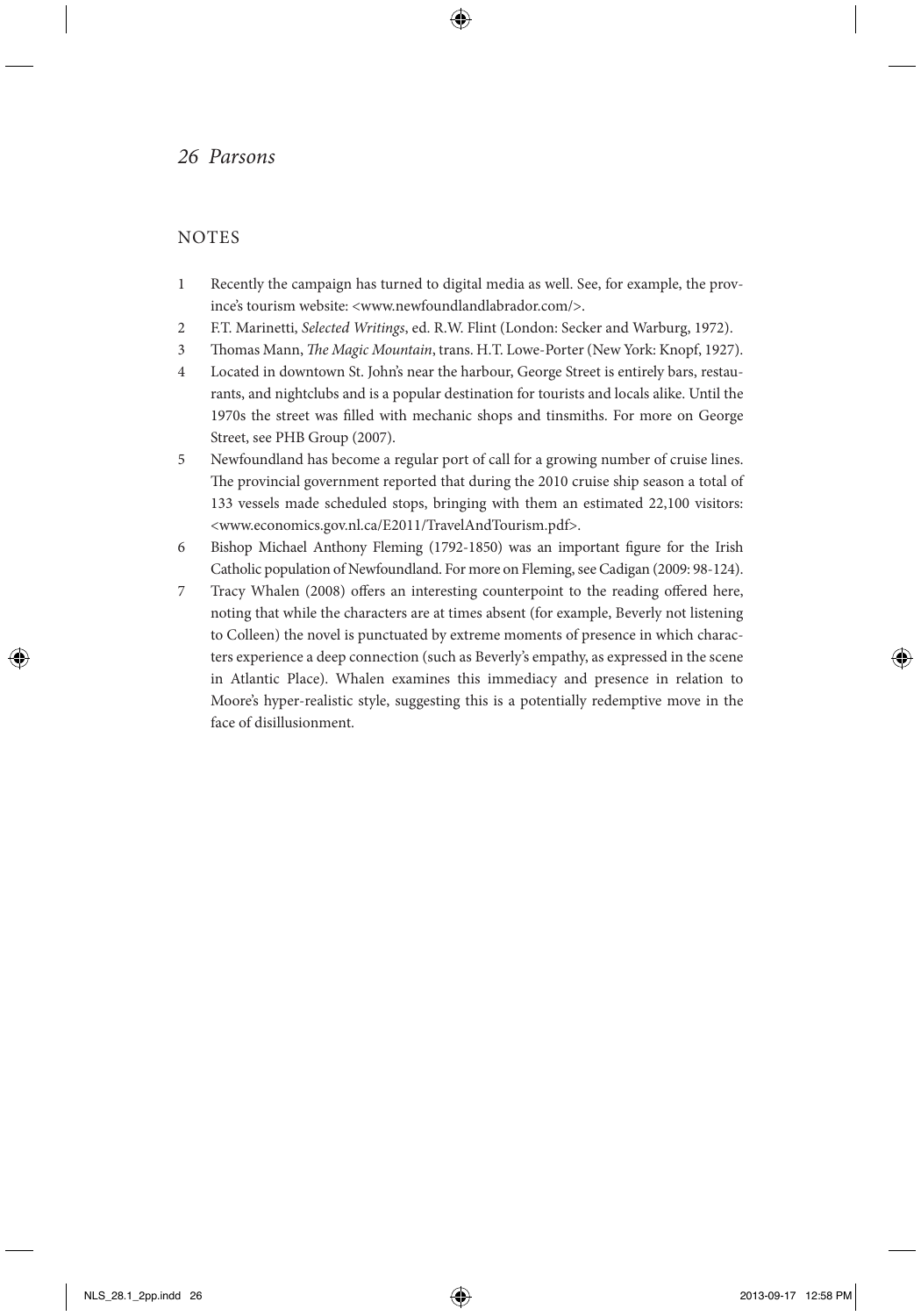## NOTES

1. Recently the campaign has turned to digital media as well. See, for example, the province's tourism website: <www.newfoundlandlabrador.com/>.
2. F.T. Marinetti, *Selected Writings*, ed. R.W. Flint (London: Secker and Warburg, 1972).
3. Thomas Mann, *The Magic Mountain*, trans. H.T. Lowe-Porter (New York: Knopf, 1927).
4. Located in downtown St. John's near the harbour, George Street is entirely bars, restaurants, and nightclubs and is a popular destination for tourists and locals alike. Until the 1970s the street was filled with mechanic shops and tinsmiths. For more on George Street, see PHB Group (2007).
5. Newfoundland has become a regular port of call for a growing number of cruise lines. The provincial government reported that during the 2010 cruise ship season a total of 133 vessels made scheduled stops, bringing with them an estimated 22,100 visitors: <www.economics.gov.nl.ca/E2011/TravelAndTourism.pdf>.
6. Bishop Michael Anthony Fleming (1792-1850) was an important figure for the Irish Catholic population of Newfoundland. For more on Fleming, see Cadigan (2009: 98-124).
7. Tracy Whalen (2008) offers an interesting counterpoint to the reading offered here, noting that while the characters are at times absent (for example, Beverly not listening to Colleen) the novel is punctuated by extreme moments of presence in which characters experience a deep connection (such as Beverly's empathy, as expressed in the scene in Atlantic Place). Whalen examines this immediacy and presence in relation to Moore's hyper-realistic style, suggesting this is a potentially redemptive move in the face of disillusionment.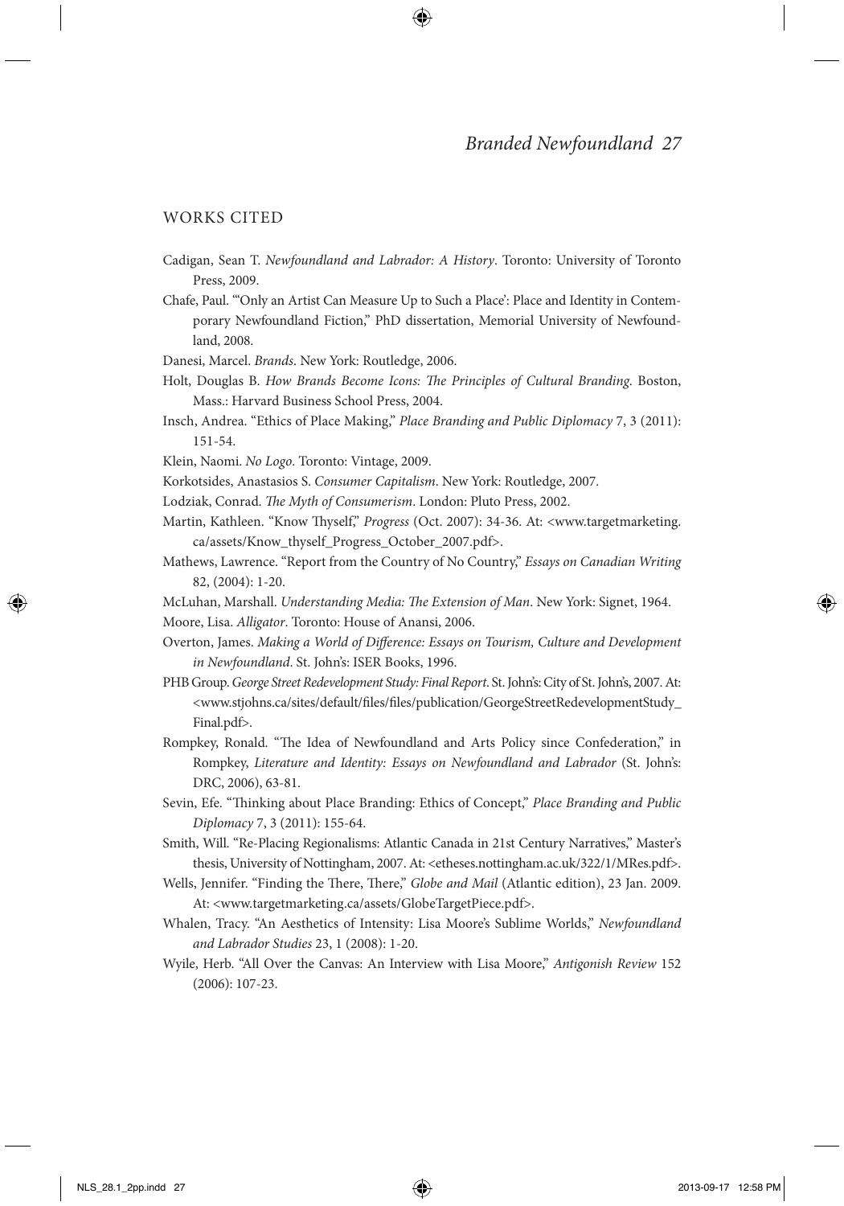## WORKS CITED

Cadigan, Sean T. *Newfoundland and Labrador: A History*. Toronto: University of Toronto Press, 2009.

Chafe, Paul. "'Only an Artist Can Measure Up to Such a Place': Place and Identity in Contemporary Newfoundland Fiction," PhD dissertation, Memorial University of Newfoundland, 2008.

Danesi, Marcel. *Brands*. New York: Routledge, 2006.

Holt, Douglas B. *How Brands Become Icons: The Principles of Cultural Branding*. Boston, Mass.: Harvard Business School Press, 2004.

Insch, Andrea. "Ethics of Place Making," *Place Branding and Public Diplomacy* 7, 3 (2011): 151-54.

Klein, Naomi. *No Logo*. Toronto: Vintage, 2009.

Korkotsides, Anastasios S. *Consumer Capitalism*. New York: Routledge, 2007.

Lodziak, Conrad. *The Myth of Consumerism*. London: Pluto Press, 2002.

Martin, Kathleen. "Know Thyself," *Progress* (Oct. 2007): 34-36. At: <www.targetmarketing.ca/assets/Know_thyself_Progress_October_2007.pdf>.

Mathews, Lawrence. "Report from the Country of No Country," *Essays on Canadian Writing* 82, (2004): 1-20.

McLuhan, Marshall. *Understanding Media: The Extension of Man*. New York: Signet, 1964.

Moore, Lisa. *Alligator*. Toronto: House of Anansi, 2006.

Overton, James. *Making a World of Difference: Essays on Tourism, Culture and Development in Newfoundland*. St. John's: ISER Books, 1996.

PHB Group. *George Street Redevelopment Study: Final Report*. St. John's: City of St. John's, 2007. At: <www.stjohns.ca/sites/default/files/files/publication/GeorgeStreetRedevelopmentStudy_Final.pdf>.

Rompkey, Ronald. "The Idea of Newfoundland and Arts Policy since Confederation," in Rompkey, *Literature and Identity: Essays on Newfoundland and Labrador* (St. John's: DRC, 2006), 63-81.

Sevin, Efe. "Thinking about Place Branding: Ethics of Concept," *Place Branding and Public Diplomacy* 7, 3 (2011): 155-64.

Smith, Will. "Re-Placing Regionalisms: Atlantic Canada in 21st Century Narratives," Master's thesis, University of Nottingham, 2007. At: <etheses.nottingham.ac.uk/322/1/MRes.pdf>.

Wells, Jennifer. "Finding the There, There," *Globe and Mail* (Atlantic edition), 23 Jan. 2009. At: <www.targetmarketing.ca/assets/GlobeTargetPiece.pdf>.

Whalen, Tracy. "An Aesthetics of Intensity: Lisa Moore's Sublime Worlds," *Newfoundland and Labrador Studies* 23, 1 (2008): 1-20.

Wyile, Herb. "All Over the Canvas: An Interview with Lisa Moore," *Antigonish Review* 152 (2006): 107-23.